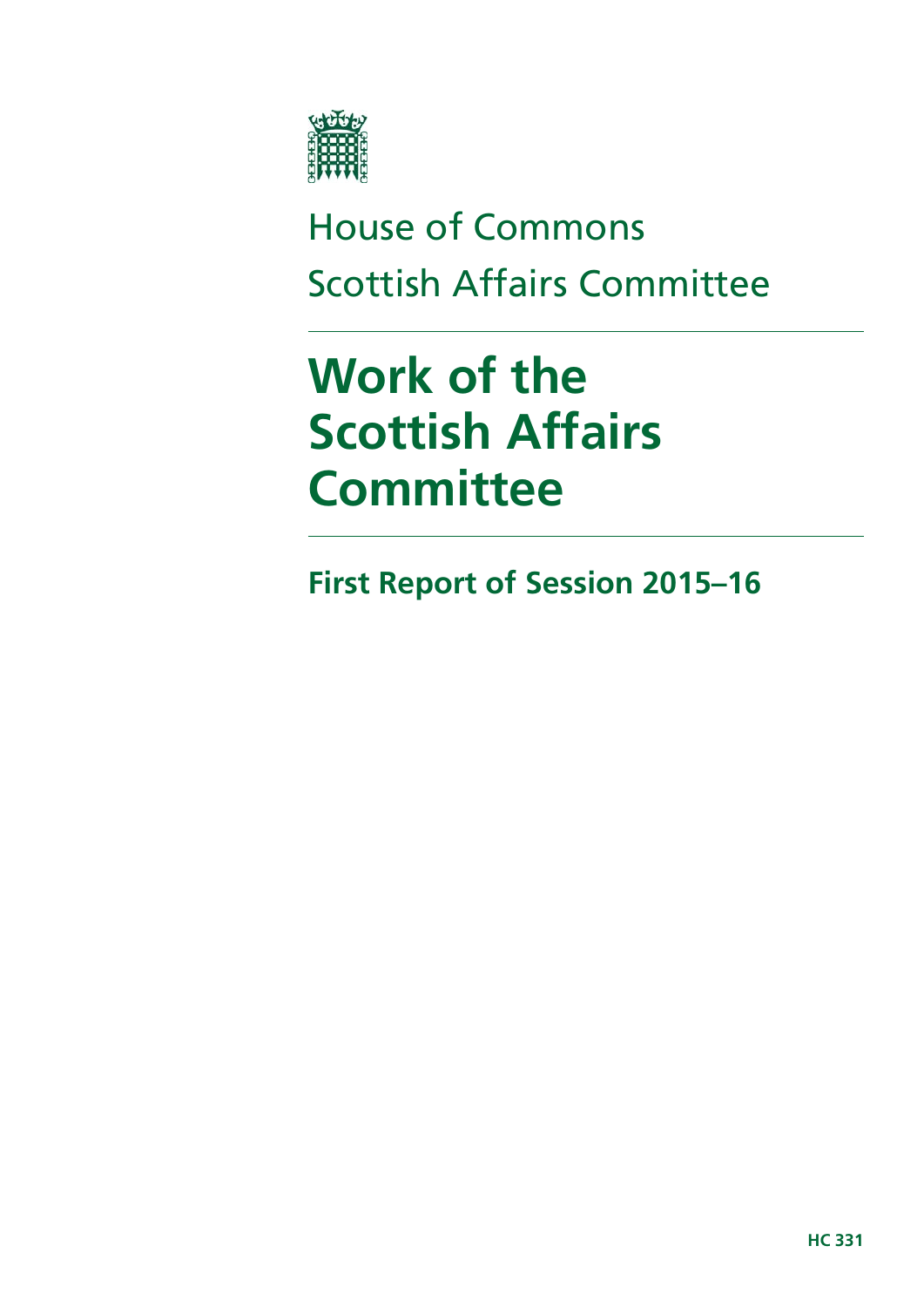House of Commons
Scottish Affairs Committee

# Work of the Scottish Affairs Committee

## First Report of Session 2015–16

**HC 331**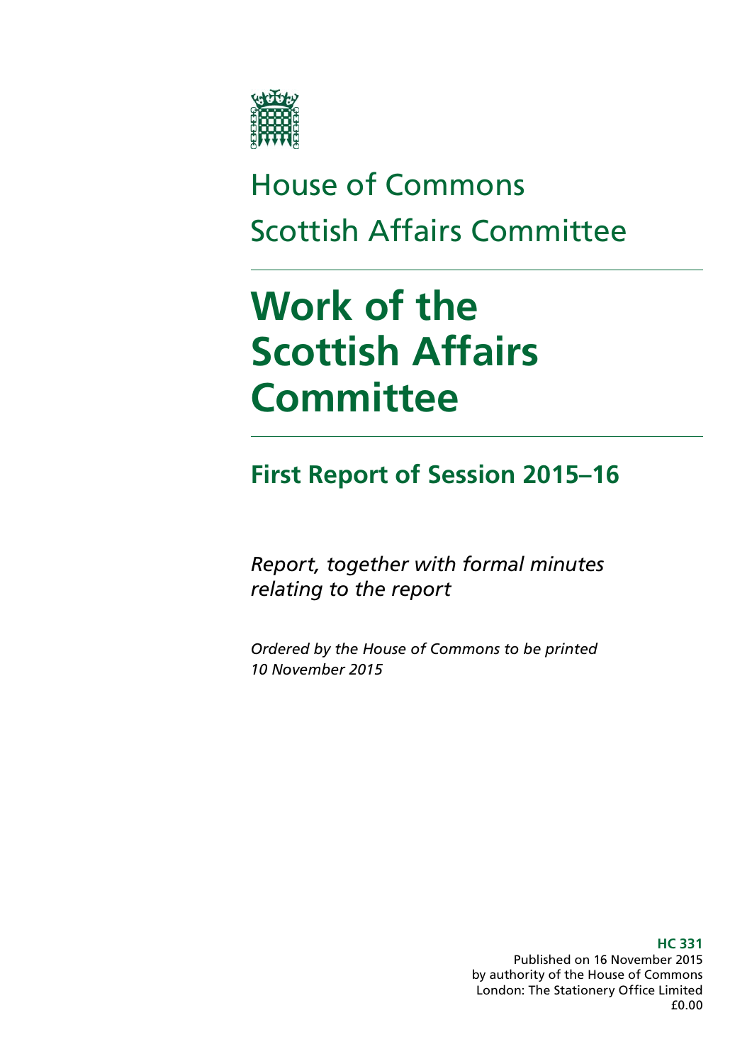House of Commons

Scottish Affairs Committee

# Work of the Scottish Affairs Committee

## First Report of Session 2015–16

*Report, together with formal minutes relating to the report*

*Ordered by the House of Commons to be printed 10 November 2015*

**HC 331**

Published on 16 November 2015
by authority of the House of Commons
London: The Stationery Office Limited
£0.00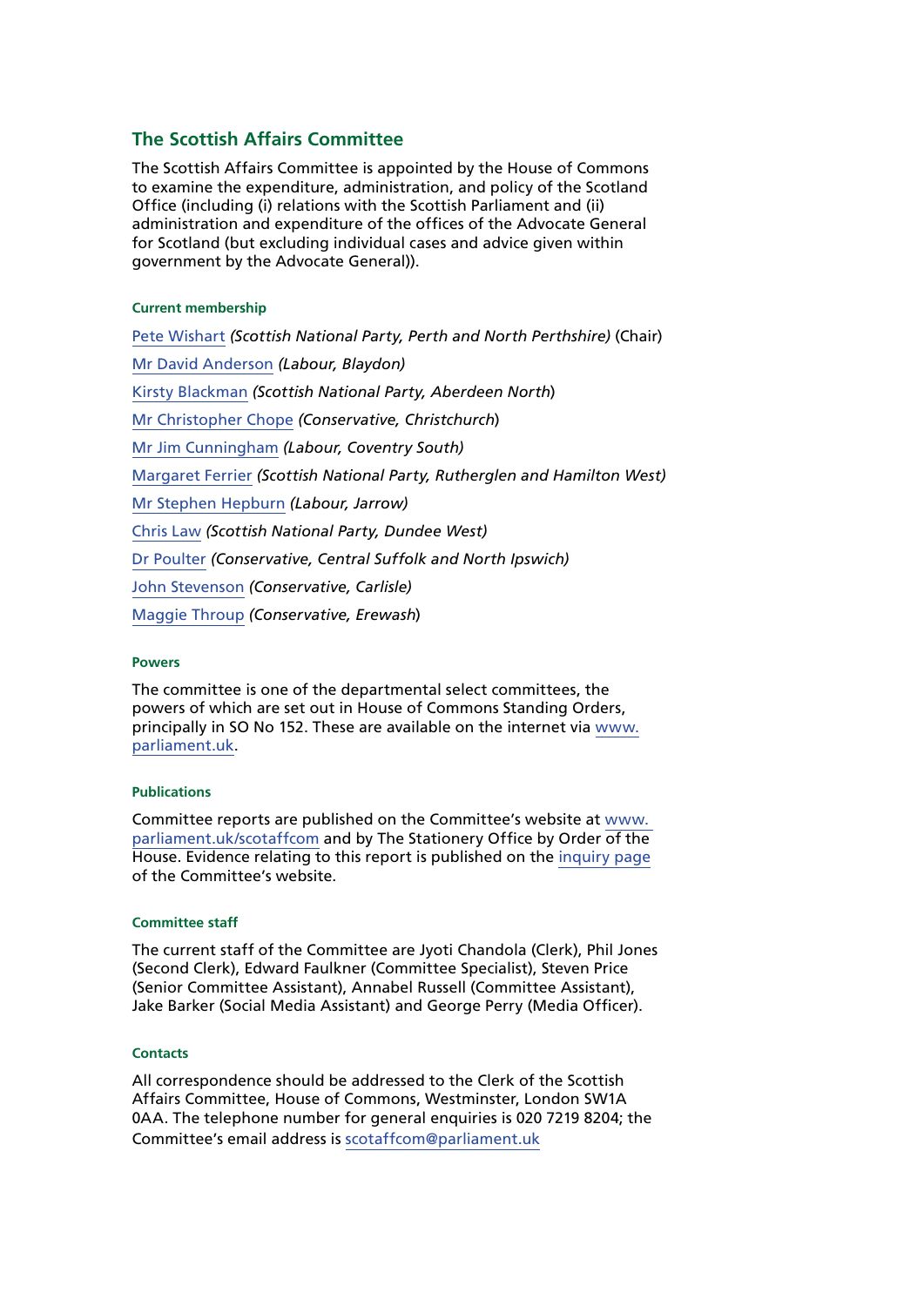## The Scottish Affairs Committee

The Scottish Affairs Committee is appointed by the House of Commons to examine the expenditure, administration, and policy of the Scotland Office (including (i) relations with the Scottish Parliament and (ii) administration and expenditure of the offices of the Advocate General for Scotland (but excluding individual cases and advice given within government by the Advocate General)).

#### Current membership

Pete Wishart *(Scottish National Party, Perth and North Perthshire)* (Chair)

Mr David Anderson *(Labour, Blaydon)*

Kirsty Blackman *(Scottish National Party, Aberdeen North)*

Mr Christopher Chope *(Conservative, Christchurch)*

Mr Jim Cunningham *(Labour, Coventry South)*

Margaret Ferrier *(Scottish National Party, Rutherglen and Hamilton West)*

Mr Stephen Hepburn *(Labour, Jarrow)*

Chris Law *(Scottish National Party, Dundee West)*

Dr Poulter *(Conservative, Central Suffolk and North Ipswich)*

John Stevenson *(Conservative, Carlisle)*

Maggie Throup *(Conservative, Erewash)*

#### Powers

The committee is one of the departmental select committees, the powers of which are set out in House of Commons Standing Orders, principally in SO No 152. These are available on the internet via www.parliament.uk.

#### Publications

Committee reports are published on the Committee's website at www.parliament.uk/scotaffcom and by The Stationery Office by Order of the House. Evidence relating to this report is published on the inquiry page of the Committee's website.

#### Committee staff

The current staff of the Committee are Jyoti Chandola (Clerk), Phil Jones (Second Clerk), Edward Faulkner (Committee Specialist), Steven Price (Senior Committee Assistant), Annabel Russell (Committee Assistant), Jake Barker (Social Media Assistant) and George Perry (Media Officer).

#### Contacts

All correspondence should be addressed to the Clerk of the Scottish Affairs Committee, House of Commons, Westminster, London SW1A 0AA. The telephone number for general enquiries is 020 7219 8204; the Committee's email address is scotaffcom@parliament.uk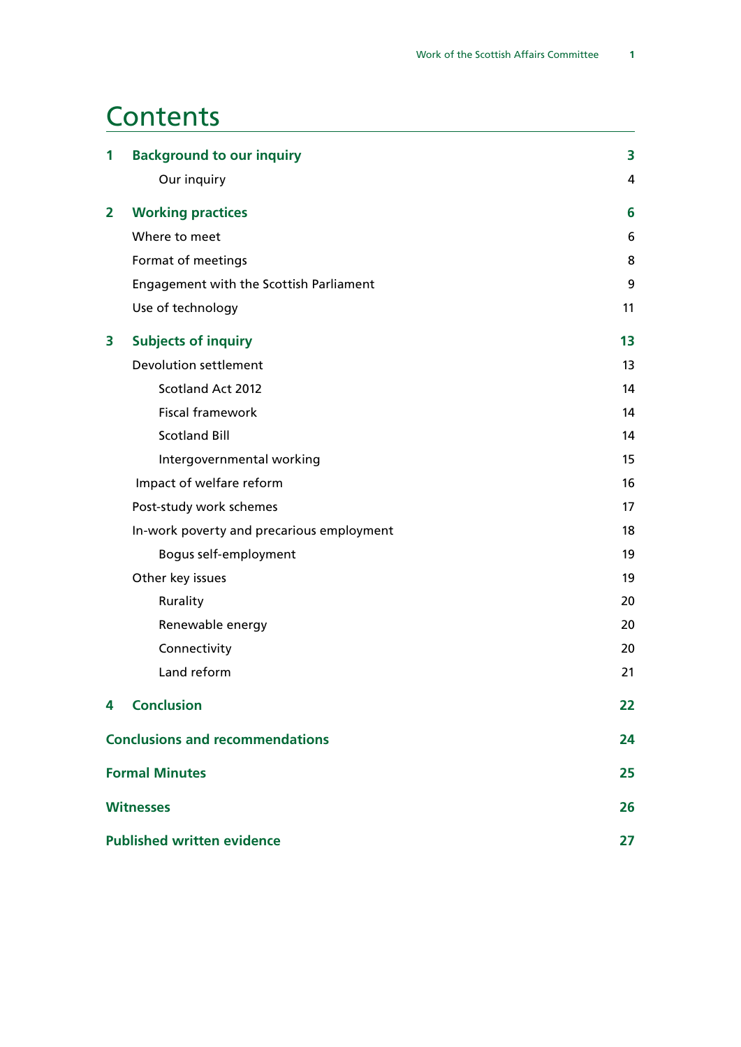# Contents

| | | |
|---|---|---|
| **1** | **Background to our inquiry** | **3** |
| | Our inquiry | 4 |
| **2** | **Working practices** | **6** |
| | Where to meet | 6 |
| | Format of meetings | 8 |
| | Engagement with the Scottish Parliament | 9 |
| | Use of technology | 11 |
| **3** | **Subjects of inquiry** | **13** |
| | Devolution settlement | 13 |
| | Scotland Act 2012 | 14 |
| | Fiscal framework | 14 |
| | Scotland Bill | 14 |
| | Intergovernmental working | 15 |
| | Impact of welfare reform | 16 |
| | Post-study work schemes | 17 |
| | In-work poverty and precarious employment | 18 |
| | Bogus self-employment | 19 |
| | Other key issues | 19 |
| | Rurality | 20 |
| | Renewable energy | 20 |
| | Connectivity | 20 |
| | Land reform | 21 |
| **4** | **Conclusion** | **22** |
| | **Conclusions and recommendations** | **24** |
| | **Formal Minutes** | **25** |
| | **Witnesses** | **26** |
| | **Published written evidence** | **27** |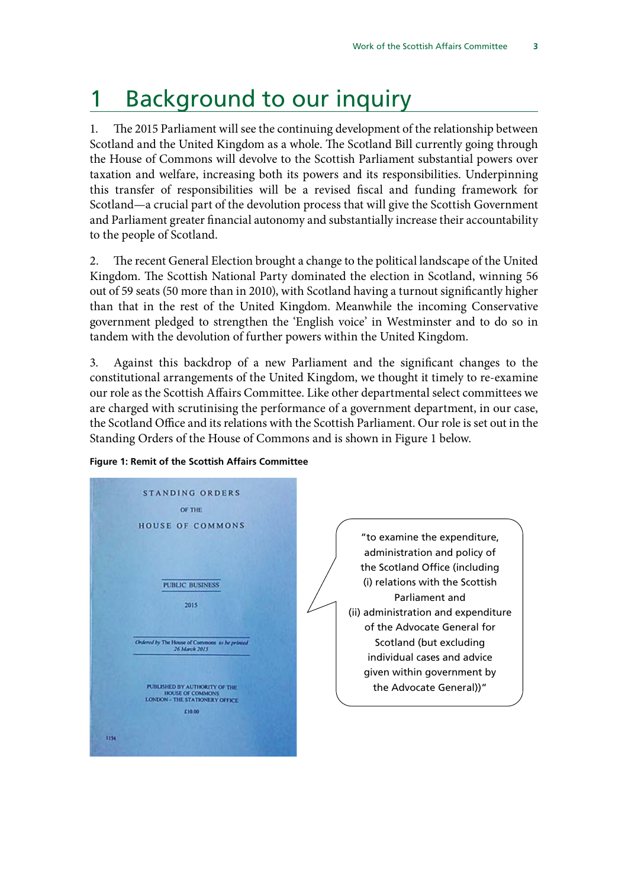# 1 Background to our inquiry

1. The 2015 Parliament will see the continuing development of the relationship between Scotland and the United Kingdom as a whole. The Scotland Bill currently going through the House of Commons will devolve to the Scottish Parliament substantial powers over taxation and welfare, increasing both its powers and its responsibilities. Underpinning this transfer of responsibilities will be a revised fiscal and funding framework for Scotland—a crucial part of the devolution process that will give the Scottish Government and Parliament greater financial autonomy and substantially increase their accountability to the people of Scotland.

2. The recent General Election brought a change to the political landscape of the United Kingdom. The Scottish National Party dominated the election in Scotland, winning 56 out of 59 seats (50 more than in 2010), with Scotland having a turnout significantly higher than that in the rest of the United Kingdom. Meanwhile the incoming Conservative government pledged to strengthen the 'English voice' in Westminster and to do so in tandem with the devolution of further powers within the United Kingdom.

3. Against this backdrop of a new Parliament and the significant changes to the constitutional arrangements of the United Kingdom, we thought it timely to re-examine our role as the Scottish Affairs Committee. Like other departmental select committees we are charged with scrutinising the performance of a government department, in our case, the Scotland Office and its relations with the Scottish Parliament. Our role is set out in the Standing Orders of the House of Commons and is shown in Figure 1 below.

**Figure 1: Remit of the Scottish Affairs Committee**

STANDING ORDERS OF THE HOUSE OF COMMONS

PUBLIC BUSINESS

2015

*Ordered by The House of Commons to be printed 26 March 2015*

PUBLISHED BY AUTHORITY OF THE HOUSE OF COMMONS
LONDON – THE STATIONERY OFFICE
£10.00

"to examine the expenditure, administration and policy of the Scotland Office (including (i) relations with the Scottish Parliament and (ii) administration and expenditure of the Advocate General for Scotland (but excluding individual cases and advice given within government by the Advocate General))"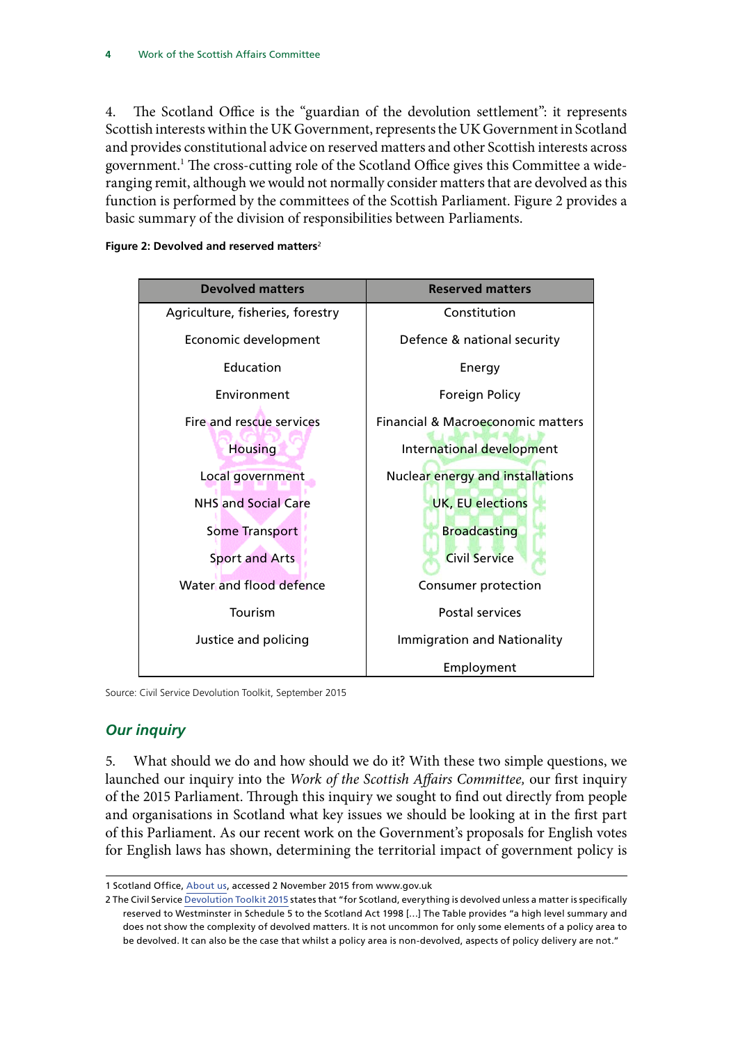4. The Scotland Office is the "guardian of the devolution settlement": it represents Scottish interests within the UK Government, represents the UK Government in Scotland and provides constitutional advice on reserved matters and other Scottish interests across government.[1] The cross-cutting role of the Scotland Office gives this Committee a wide-ranging remit, although we would not normally consider matters that are devolved as this function is performed by the committees of the Scottish Parliament. Figure 2 provides a basic summary of the division of responsibilities between Parliaments.

**Figure 2: Devolved and reserved matters**[2]

| Devolved matters | Reserved matters |
|---|---|
| Agriculture, fisheries, forestry | Constitution |
| Economic development | Defence & national security |
| Education | Energy |
| Environment | Foreign Policy |
| Fire and rescue services | Financial & Macroeconomic matters |
| Housing | International development |
| Local government | Nuclear energy and installations |
| NHS and Social Care | UK, EU elections |
| Some Transport | Broadcasting |
| Sport and Arts | Civil Service |
| Water and flood defence | Consumer protection |
| Tourism | Postal services |
| Justice and policing | Immigration and Nationality |
| | Employment |

Source: Civil Service Devolution Toolkit, September 2015

## *Our inquiry*

5. What should we do and how should we do it? With these two simple questions, we launched our inquiry into the *Work of the Scottish Affairs Committee,* our first inquiry of the 2015 Parliament. Through this inquiry we sought to find out directly from people and organisations in Scotland what key issues we should be looking at in the first part of this Parliament. As our recent work on the Government's proposals for English votes for English laws has shown, determining the territorial impact of government policy is

1 Scotland Office, About us, accessed 2 November 2015 from www.gov.uk

2 The Civil Service Devolution Toolkit 2015 states that "for Scotland, everything is devolved unless a matter is specifically reserved to Westminster in Schedule 5 to the Scotland Act 1998 [...] The Table provides "a high level summary and does not show the complexity of devolved matters. It is not uncommon for only some elements of a policy area to be devolved. It can also be the case that whilst a policy area is non-devolved, aspects of policy delivery are not."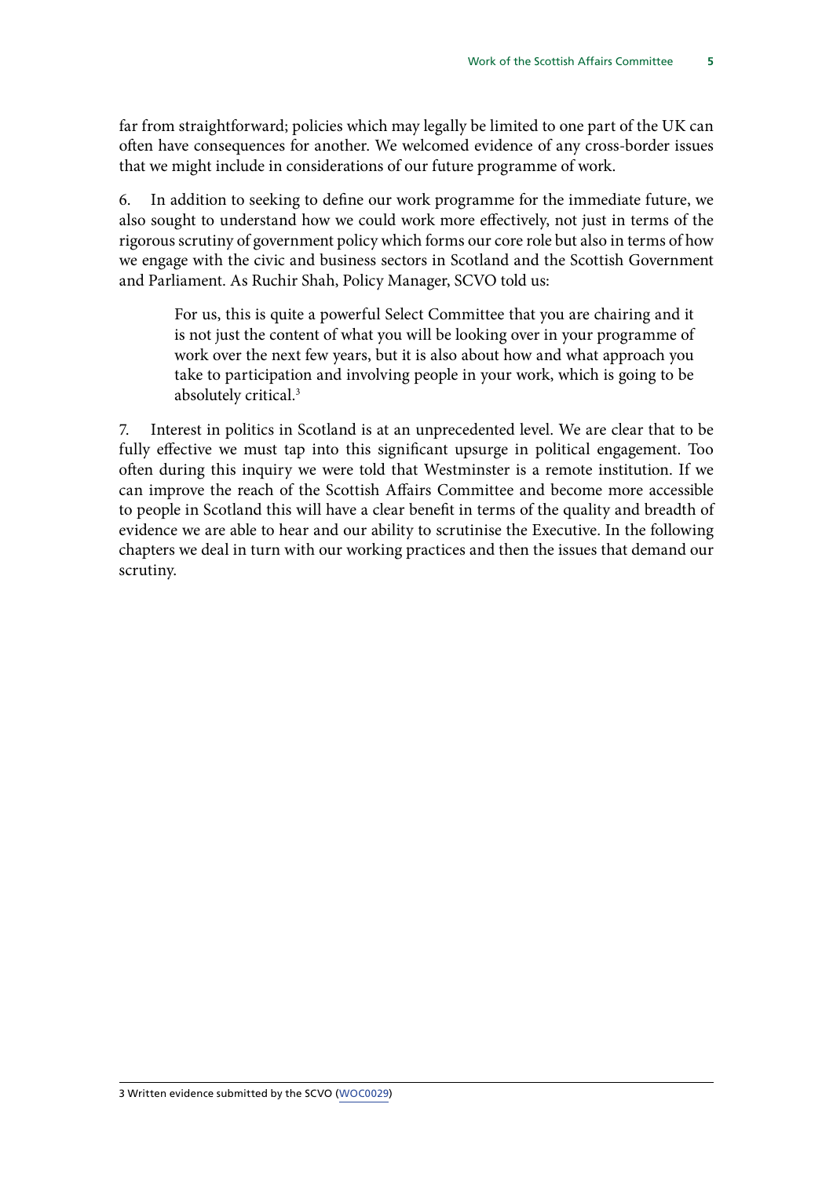far from straightforward; policies which may legally be limited to one part of the UK can often have consequences for another. We welcomed evidence of any cross-border issues that we might include in considerations of our future programme of work.

6. In addition to seeking to define our work programme for the immediate future, we also sought to understand how we could work more effectively, not just in terms of the rigorous scrutiny of government policy which forms our core role but also in terms of how we engage with the civic and business sectors in Scotland and the Scottish Government and Parliament. As Ruchir Shah, Policy Manager, SCVO told us:

> For us, this is quite a powerful Select Committee that you are chairing and it is not just the content of what you will be looking over in your programme of work over the next few years, but it is also about how and what approach you take to participation and involving people in your work, which is going to be absolutely critical.[3]

7. Interest in politics in Scotland is at an unprecedented level. We are clear that to be fully effective we must tap into this significant upsurge in political engagement. Too often during this inquiry we were told that Westminster is a remote institution. If we can improve the reach of the Scottish Affairs Committee and become more accessible to people in Scotland this will have a clear benefit in terms of the quality and breadth of evidence we are able to hear and our ability to scrutinise the Executive. In the following chapters we deal in turn with our working practices and then the issues that demand our scrutiny.

---

3 Written evidence submitted by the SCVO (WOC0029)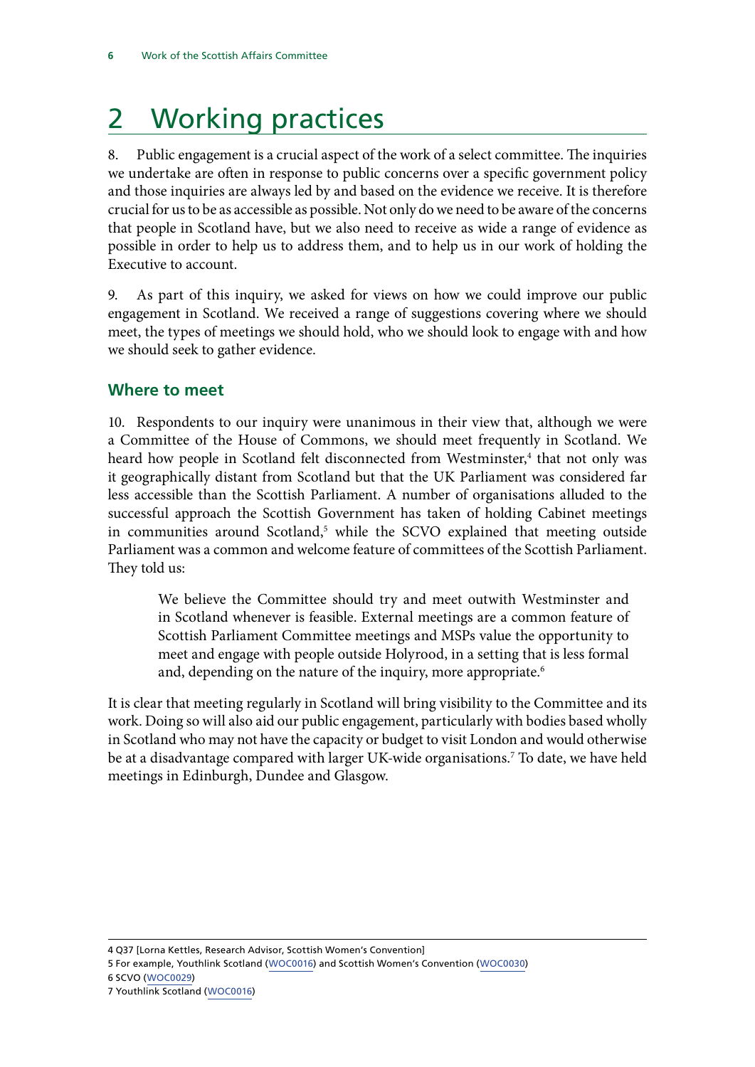# 2 Working practices

8. Public engagement is a crucial aspect of the work of a select committee. The inquiries we undertake are often in response to public concerns over a specific government policy and those inquiries are always led by and based on the evidence we receive. It is therefore crucial for us to be as accessible as possible. Not only do we need to be aware of the concerns that people in Scotland have, but we also need to receive as wide a range of evidence as possible in order to help us to address them, and to help us in our work of holding the Executive to account.

9. As part of this inquiry, we asked for views on how we could improve our public engagement in Scotland. We received a range of suggestions covering where we should meet, the types of meetings we should hold, who we should look to engage with and how we should seek to gather evidence.

## Where to meet

10. Respondents to our inquiry were unanimous in their view that, although we were a Committee of the House of Commons, we should meet frequently in Scotland. We heard how people in Scotland felt disconnected from Westminster,[4] that not only was it geographically distant from Scotland but that the UK Parliament was considered far less accessible than the Scottish Parliament. A number of organisations alluded to the successful approach the Scottish Government has taken of holding Cabinet meetings in communities around Scotland,[5] while the SCVO explained that meeting outside Parliament was a common and welcome feature of committees of the Scottish Parliament. They told us:

> We believe the Committee should try and meet outwith Westminster and in Scotland whenever is feasible. External meetings are a common feature of Scottish Parliament Committee meetings and MSPs value the opportunity to meet and engage with people outside Holyrood, in a setting that is less formal and, depending on the nature of the inquiry, more appropriate.[6]

It is clear that meeting regularly in Scotland will bring visibility to the Committee and its work. Doing so will also aid our public engagement, particularly with bodies based wholly in Scotland who may not have the capacity or budget to visit London and would otherwise be at a disadvantage compared with larger UK-wide organisations.[7] To date, we have held meetings in Edinburgh, Dundee and Glasgow.

4 Q37 [Lorna Kettles, Research Advisor, Scottish Women's Convention]

5 For example, Youthlink Scotland (WOC0016) and Scottish Women's Convention (WOC0030)

6 SCVO (WOC0029)

7 Youthlink Scotland (WOC0016)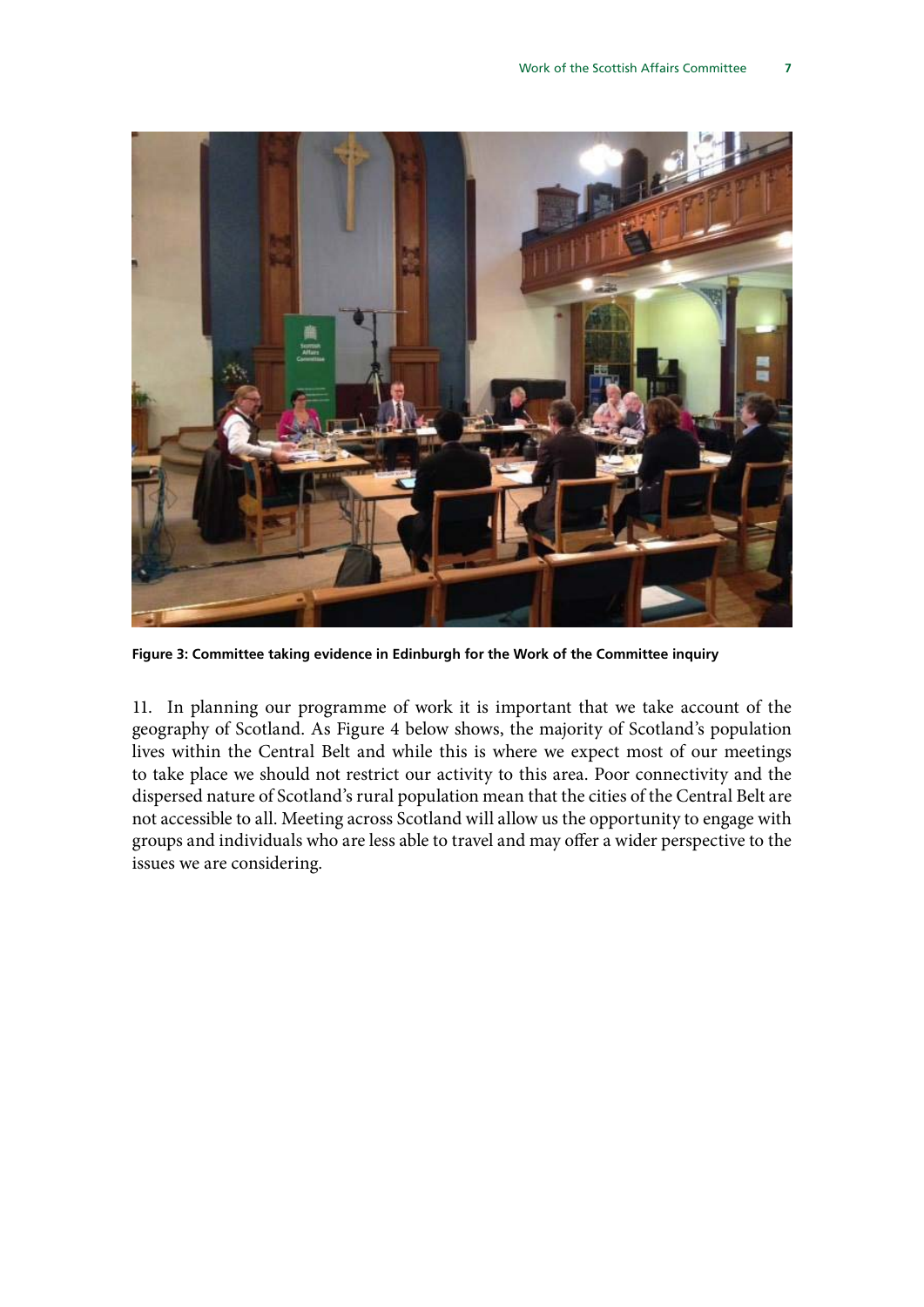Figure 3: Committee taking evidence in Edinburgh for the Work of the Committee inquiry

11. In planning our programme of work it is important that we take account of the geography of Scotland. As Figure 4 below shows, the majority of Scotland's population lives within the Central Belt and while this is where we expect most of our meetings to take place we should not restrict our activity to this area. Poor connectivity and the dispersed nature of Scotland's rural population mean that the cities of the Central Belt are not accessible to all. Meeting across Scotland will allow us the opportunity to engage with groups and individuals who are less able to travel and may offer a wider perspective to the issues we are considering.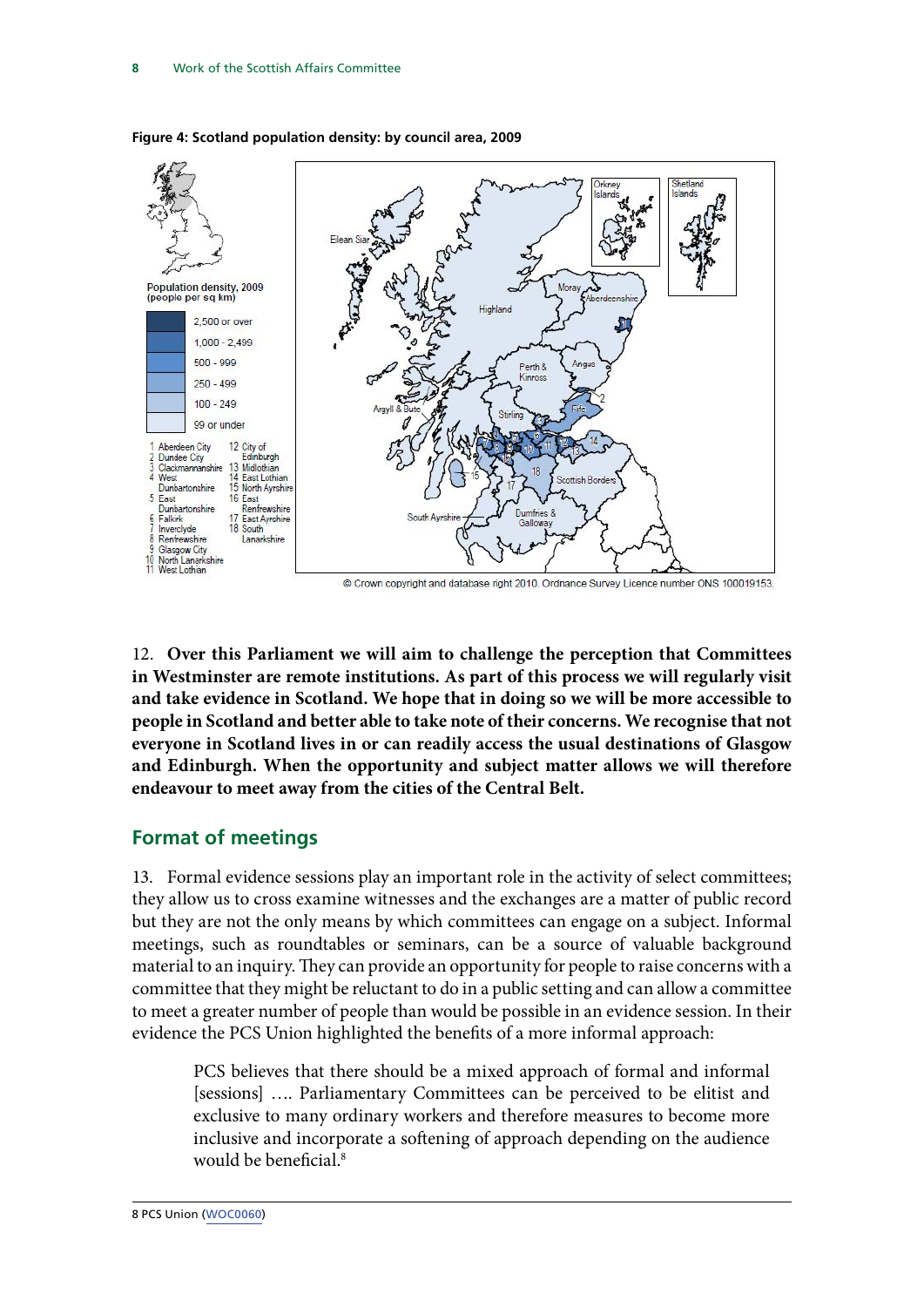**Figure 4: Scotland population density: by council area, 2009**

Population density, 2009 (people per sq km)

- 2,500 or over
- 1,000 - 2,499
- 500 - 999
- 250 - 499
- 100 - 249
- 99 or under

1 Aberdeen City
2 Dundee City
3 Clackmannanshire
4 West Dunbartonshire
5 East Dunbartonshire
6 Falkirk
7 Inverclyde
8 Renfrewshire
9 Glasgow City
10 North Lanarkshire
11 West Lothian
12 City of Edinburgh
13 Midlothian
14 East Lothian
15 North Ayrshire
16 East Renfrewshire
17 East Ayrshire
18 South Lanarkshire

© Crown copyright and database right 2010. Ordnance Survey Licence number ONS 100019153.

12. **Over this Parliament we will aim to challenge the perception that Committees in Westminster are remote institutions. As part of this process we will regularly visit and take evidence in Scotland. We hope that in doing so we will be more accessible to people in Scotland and better able to take note of their concerns. We recognise that not everyone in Scotland lives in or can readily access the usual destinations of Glasgow and Edinburgh. When the opportunity and subject matter allows we will therefore endeavour to meet away from the cities of the Central Belt.**

## Format of meetings

13. Formal evidence sessions play an important role in the activity of select committees; they allow us to cross examine witnesses and the exchanges are a matter of public record but they are not the only means by which committees can engage on a subject. Informal meetings, such as roundtables or seminars, can be a source of valuable background material to an inquiry. They can provide an opportunity for people to raise concerns with a committee that they might be reluctant to do in a public setting and can allow a committee to meet a greater number of people than would be possible in an evidence session. In their evidence the PCS Union highlighted the benefits of a more informal approach:

> PCS believes that there should be a mixed approach of formal and informal [sessions] …. Parliamentary Committees can be perceived to be elitist and exclusive to many ordinary workers and therefore measures to become more inclusive and incorporate a softening of approach depending on the audience would be beneficial.[8]

8 PCS Union (WOC0060)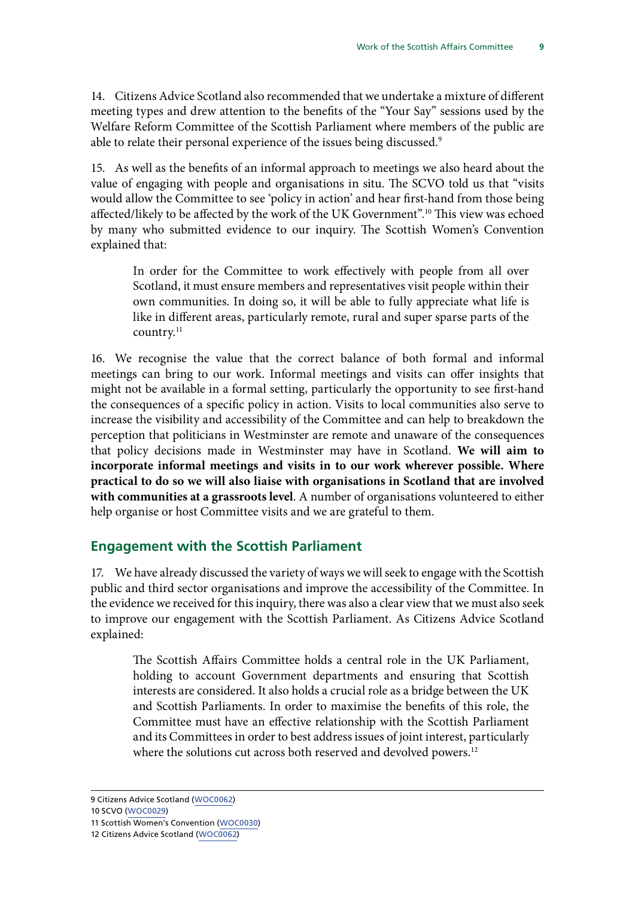14. Citizens Advice Scotland also recommended that we undertake a mixture of different meeting types and drew attention to the benefits of the "Your Say" sessions used by the Welfare Reform Committee of the Scottish Parliament where members of the public are able to relate their personal experience of the issues being discussed.[9]

15. As well as the benefits of an informal approach to meetings we also heard about the value of engaging with people and organisations in situ. The SCVO told us that "visits would allow the Committee to see 'policy in action' and hear first-hand from those being affected/likely to be affected by the work of the UK Government".[10] This view was echoed by many who submitted evidence to our inquiry. The Scottish Women's Convention explained that:

> In order for the Committee to work effectively with people from all over Scotland, it must ensure members and representatives visit people within their own communities. In doing so, it will be able to fully appreciate what life is like in different areas, particularly remote, rural and super sparse parts of the country.[11]

16. We recognise the value that the correct balance of both formal and informal meetings can bring to our work. Informal meetings and visits can offer insights that might not be available in a formal setting, particularly the opportunity to see first-hand the consequences of a specific policy in action. Visits to local communities also serve to increase the visibility and accessibility of the Committee and can help to breakdown the perception that politicians in Westminster are remote and unaware of the consequences that policy decisions made in Westminster may have in Scotland. **We will aim to incorporate informal meetings and visits in to our work wherever possible. Where practical to do so we will also liaise with organisations in Scotland that are involved with communities at a grassroots level**. A number of organisations volunteered to either help organise or host Committee visits and we are grateful to them.

## Engagement with the Scottish Parliament

17. We have already discussed the variety of ways we will seek to engage with the Scottish public and third sector organisations and improve the accessibility of the Committee. In the evidence we received for this inquiry, there was also a clear view that we must also seek to improve our engagement with the Scottish Parliament. As Citizens Advice Scotland explained:

> The Scottish Affairs Committee holds a central role in the UK Parliament, holding to account Government departments and ensuring that Scottish interests are considered. It also holds a crucial role as a bridge between the UK and Scottish Parliaments. In order to maximise the benefits of this role, the Committee must have an effective relationship with the Scottish Parliament and its Committees in order to best address issues of joint interest, particularly where the solutions cut across both reserved and devolved powers.[12]

---

9 Citizens Advice Scotland (WOC0062)

10 SCVO (WOC0029)

11 Scottish Women's Convention (WOC0030)

12 Citizens Advice Scotland (WOC0062)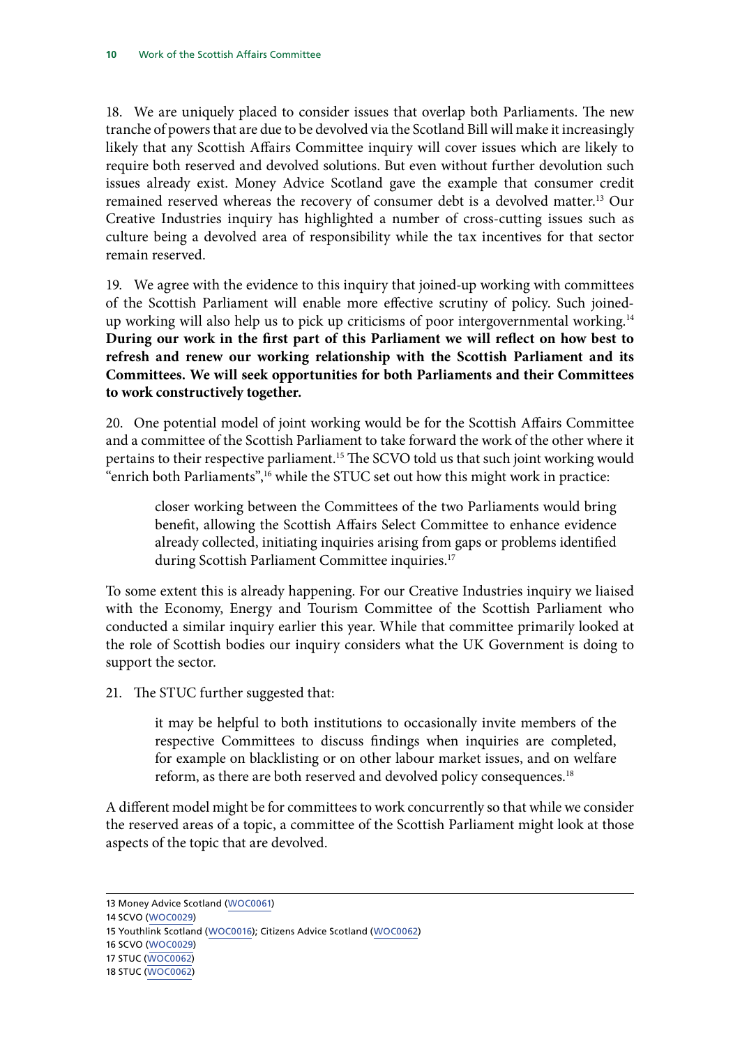18. We are uniquely placed to consider issues that overlap both Parliaments. The new tranche of powers that are due to be devolved via the Scotland Bill will make it increasingly likely that any Scottish Affairs Committee inquiry will cover issues which are likely to require both reserved and devolved solutions. But even without further devolution such issues already exist. Money Advice Scotland gave the example that consumer credit remained reserved whereas the recovery of consumer debt is a devolved matter.[13] Our Creative Industries inquiry has highlighted a number of cross-cutting issues such as culture being a devolved area of responsibility while the tax incentives for that sector remain reserved.

19. We agree with the evidence to this inquiry that joined-up working with committees of the Scottish Parliament will enable more effective scrutiny of policy. Such joined-up working will also help us to pick up criticisms of poor intergovernmental working.[14] **During our work in the first part of this Parliament we will reflect on how best to refresh and renew our working relationship with the Scottish Parliament and its Committees. We will seek opportunities for both Parliaments and their Committees to work constructively together.**

20. One potential model of joint working would be for the Scottish Affairs Committee and a committee of the Scottish Parliament to take forward the work of the other where it pertains to their respective parliament.[15] The SCVO told us that such joint working would "enrich both Parliaments",[16] while the STUC set out how this might work in practice:

> closer working between the Committees of the two Parliaments would bring benefit, allowing the Scottish Affairs Select Committee to enhance evidence already collected, initiating inquiries arising from gaps or problems identified during Scottish Parliament Committee inquiries.[17]

To some extent this is already happening. For our Creative Industries inquiry we liaised with the Economy, Energy and Tourism Committee of the Scottish Parliament who conducted a similar inquiry earlier this year. While that committee primarily looked at the role of Scottish bodies our inquiry considers what the UK Government is doing to support the sector.

21. The STUC further suggested that:

> it may be helpful to both institutions to occasionally invite members of the respective Committees to discuss findings when inquiries are completed, for example on blacklisting or on other labour market issues, and on welfare reform, as there are both reserved and devolved policy consequences.[18]

A different model might be for committees to work concurrently so that while we consider the reserved areas of a topic, a committee of the Scottish Parliament might look at those aspects of the topic that are devolved.

---

13 Money Advice Scotland (WOC0061)

14 SCVO (WOC0029)

15 Youthlink Scotland (WOC0016); Citizens Advice Scotland (WOC0062)

16 SCVO (WOC0029)

17 STUC (WOC0062)

18 STUC (WOC0062)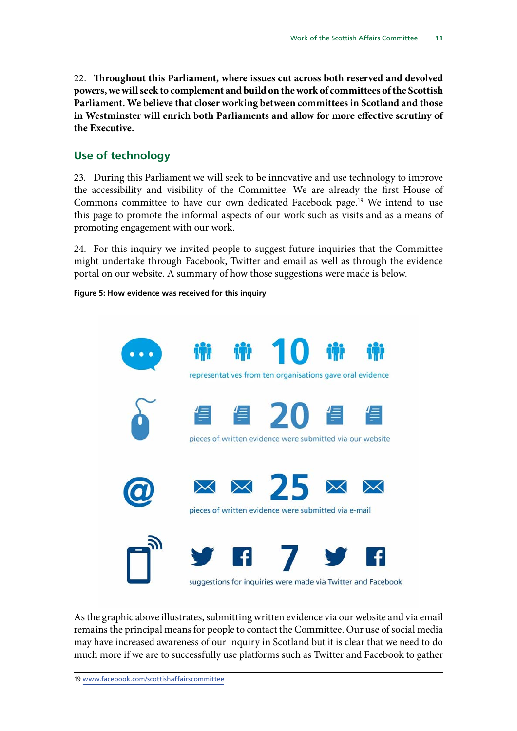22. **Throughout this Parliament, where issues cut across both reserved and devolved powers, we will seek to complement and build on the work of committees of the Scottish Parliament. We believe that closer working between committees in Scotland and those in Westminster will enrich both Parliaments and allow for more effective scrutiny of the Executive.**

## Use of technology

23. During this Parliament we will seek to be innovative and use technology to improve the accessibility and visibility of the Committee. We are already the first House of Commons committee to have our own dedicated Facebook page.[19] We intend to use this page to promote the informal aspects of our work such as visits and as a means of promoting engagement with our work.

24. For this inquiry we invited people to suggest future inquiries that the Committee might undertake through Facebook, Twitter and email as well as through the evidence portal on our website. A summary of how those suggestions were made is below.

**Figure 5: How evidence was received for this inquiry**

**10**
representatives from ten organisations gave oral evidence

**20**
pieces of written evidence were submitted via our website

**25**
pieces of written evidence were submitted via e-mail

**7**
suggestions for inquiries were made via Twitter and Facebook

As the graphic above illustrates, submitting written evidence via our website and via email remains the principal means for people to contact the Committee. Our use of social media may have increased awareness of our inquiry in Scotland but it is clear that we need to do much more if we are to successfully use platforms such as Twitter and Facebook to gather

19 www.facebook.com/scottishaffairscommittee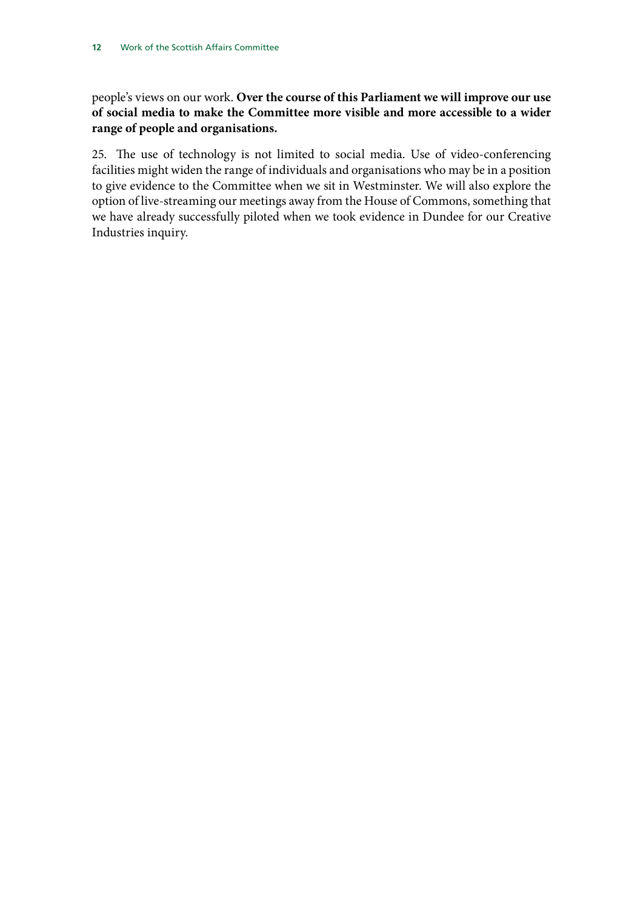people's views on our work. **Over the course of this Parliament we will improve our use of social media to make the Committee more visible and more accessible to a wider range of people and organisations.**

25. The use of technology is not limited to social media. Use of video-conferencing facilities might widen the range of individuals and organisations who may be in a position to give evidence to the Committee when we sit in Westminster. We will also explore the option of live-streaming our meetings away from the House of Commons, something that we have already successfully piloted when we took evidence in Dundee for our Creative Industries inquiry.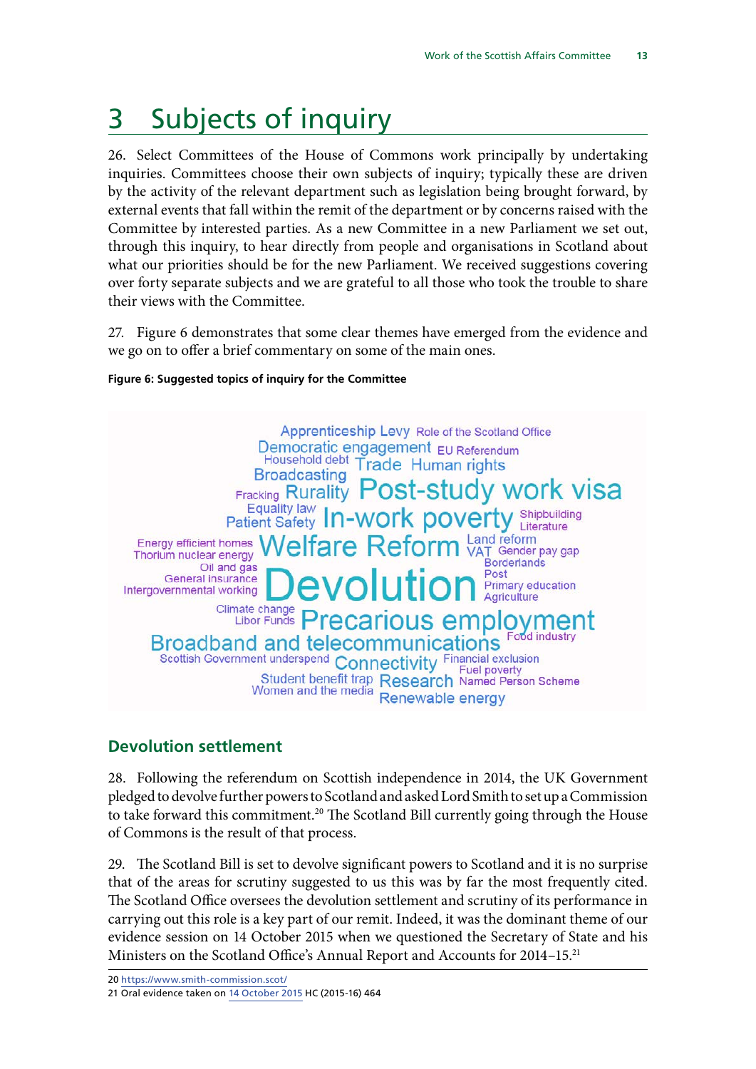# 3 Subjects of inquiry

26. Select Committees of the House of Commons work principally by undertaking inquiries. Committees choose their own subjects of inquiry; typically these are driven by the activity of the relevant department such as legislation being brought forward, by external events that fall within the remit of the department or by concerns raised with the Committee by interested parties. As a new Committee in a new Parliament we set out, through this inquiry, to hear directly from people and organisations in Scotland about what our priorities should be for the new Parliament. We received suggestions covering over forty separate subjects and we are grateful to all those who took the trouble to share their views with the Committee.

27. Figure 6 demonstrates that some clear themes have emerged from the evidence and we go on to offer a brief commentary on some of the main ones.

**Figure 6: Suggested topics of inquiry for the Committee**

## Devolution settlement

28. Following the referendum on Scottish independence in 2014, the UK Government pledged to devolve further powers to Scotland and asked Lord Smith to set up a Commission to take forward this commitment.[20] The Scotland Bill currently going through the House of Commons is the result of that process.

29. The Scotland Bill is set to devolve significant powers to Scotland and it is no surprise that of the areas for scrutiny suggested to us this was by far the most frequently cited. The Scotland Office oversees the devolution settlement and scrutiny of its performance in carrying out this role is a key part of our remit. Indeed, it was the dominant theme of our evidence session on 14 October 2015 when we questioned the Secretary of State and his Ministers on the Scotland Office's Annual Report and Accounts for 2014–15.[21]

20 https://www.smith-commission.scot/

21 Oral evidence taken on 14 October 2015 HC (2015-16) 464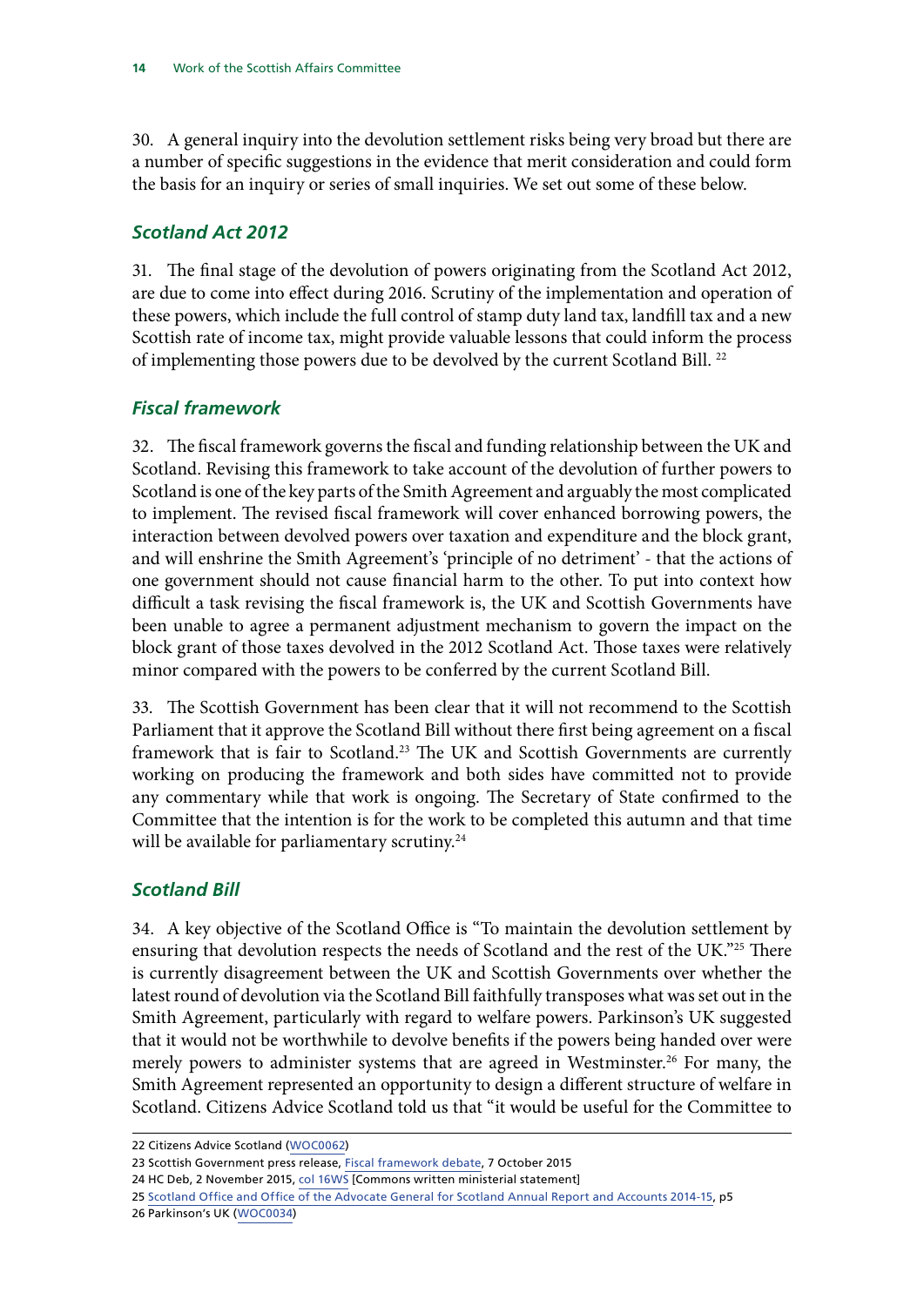30. A general inquiry into the devolution settlement risks being very broad but there are a number of specific suggestions in the evidence that merit consideration and could form the basis for an inquiry or series of small inquiries. We set out some of these below.

### *Scotland Act 2012*

31. The final stage of the devolution of powers originating from the Scotland Act 2012, are due to come into effect during 2016. Scrutiny of the implementation and operation of these powers, which include the full control of stamp duty land tax, landfill tax and a new Scottish rate of income tax, might provide valuable lessons that could inform the process of implementing those powers due to be devolved by the current Scotland Bill. [22]

### *Fiscal framework*

32. The fiscal framework governs the fiscal and funding relationship between the UK and Scotland. Revising this framework to take account of the devolution of further powers to Scotland is one of the key parts of the Smith Agreement and arguably the most complicated to implement. The revised fiscal framework will cover enhanced borrowing powers, the interaction between devolved powers over taxation and expenditure and the block grant, and will enshrine the Smith Agreement's 'principle of no detriment' - that the actions of one government should not cause financial harm to the other. To put into context how difficult a task revising the fiscal framework is, the UK and Scottish Governments have been unable to agree a permanent adjustment mechanism to govern the impact on the block grant of those taxes devolved in the 2012 Scotland Act. Those taxes were relatively minor compared with the powers to be conferred by the current Scotland Bill.

33. The Scottish Government has been clear that it will not recommend to the Scottish Parliament that it approve the Scotland Bill without there first being agreement on a fiscal framework that is fair to Scotland.[23] The UK and Scottish Governments are currently working on producing the framework and both sides have committed not to provide any commentary while that work is ongoing. The Secretary of State confirmed to the Committee that the intention is for the work to be completed this autumn and that time will be available for parliamentary scrutiny.[24]

### *Scotland Bill*

34. A key objective of the Scotland Office is "To maintain the devolution settlement by ensuring that devolution respects the needs of Scotland and the rest of the UK."[25] There is currently disagreement between the UK and Scottish Governments over whether the latest round of devolution via the Scotland Bill faithfully transposes what was set out in the Smith Agreement, particularly with regard to welfare powers. Parkinson's UK suggested that it would not be worthwhile to devolve benefits if the powers being handed over were merely powers to administer systems that are agreed in Westminster.[26] For many, the Smith Agreement represented an opportunity to design a different structure of welfare in Scotland. Citizens Advice Scotland told us that "it would be useful for the Committee to

---

22 Citizens Advice Scotland (WOC0062)

23 Scottish Government press release, Fiscal framework debate, 7 October 2015

24 HC Deb, 2 November 2015, col 16WS [Commons written ministerial statement]

25 Scotland Office and Office of the Advocate General for Scotland Annual Report and Accounts 2014-15, p5

26 Parkinson's UK (WOC0034)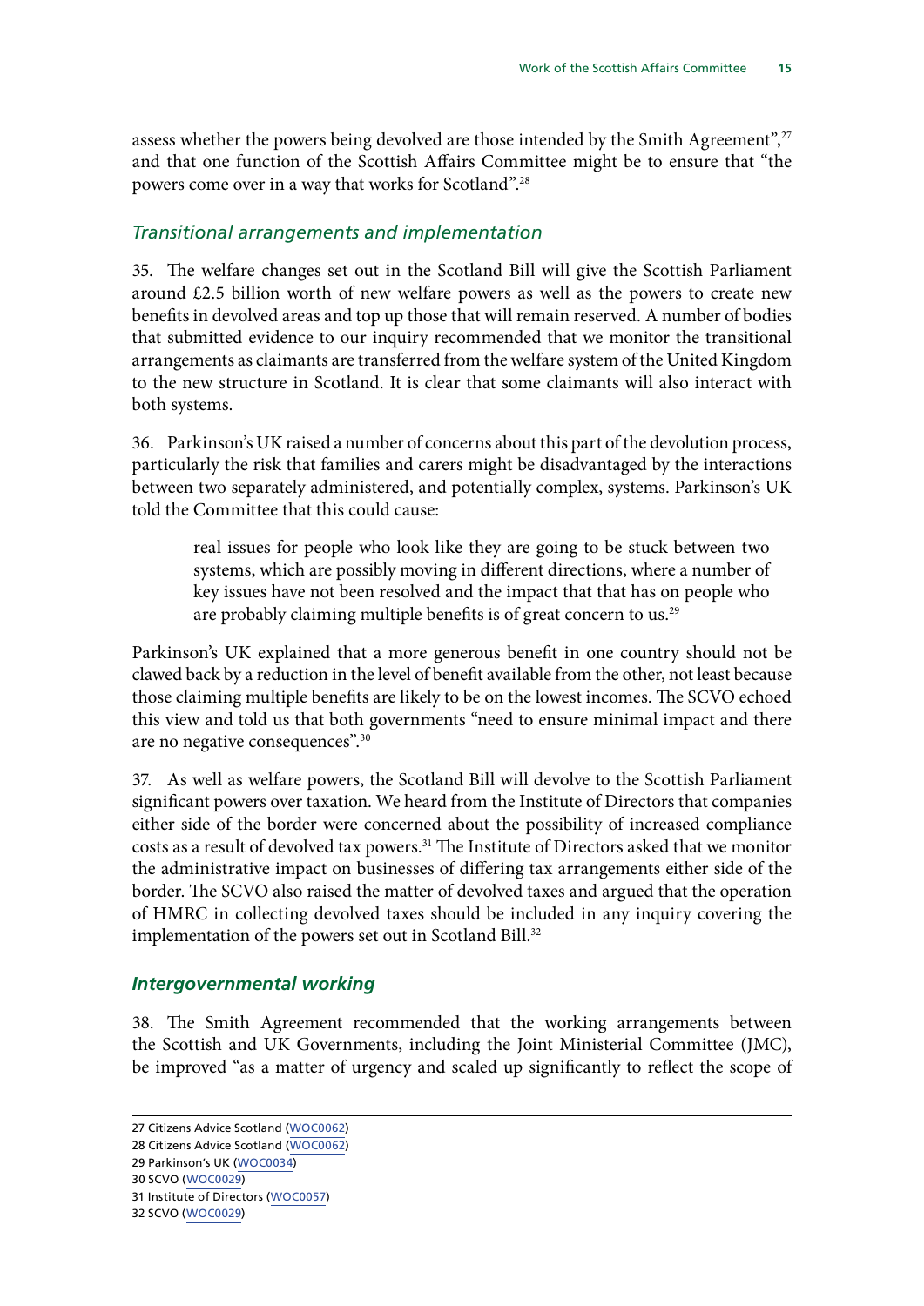assess whether the powers being devolved are those intended by the Smith Agreement",[27] and that one function of the Scottish Affairs Committee might be to ensure that "the powers come over in a way that works for Scotland".[28]

### *Transitional arrangements and implementation*

35. The welfare changes set out in the Scotland Bill will give the Scottish Parliament around £2.5 billion worth of new welfare powers as well as the powers to create new benefits in devolved areas and top up those that will remain reserved. A number of bodies that submitted evidence to our inquiry recommended that we monitor the transitional arrangements as claimants are transferred from the welfare system of the United Kingdom to the new structure in Scotland. It is clear that some claimants will also interact with both systems.

36. Parkinson's UK raised a number of concerns about this part of the devolution process, particularly the risk that families and carers might be disadvantaged by the interactions between two separately administered, and potentially complex, systems. Parkinson's UK told the Committee that this could cause:

> real issues for people who look like they are going to be stuck between two systems, which are possibly moving in different directions, where a number of key issues have not been resolved and the impact that that has on people who are probably claiming multiple benefits is of great concern to us.[29]

Parkinson's UK explained that a more generous benefit in one country should not be clawed back by a reduction in the level of benefit available from the other, not least because those claiming multiple benefits are likely to be on the lowest incomes. The SCVO echoed this view and told us that both governments "need to ensure minimal impact and there are no negative consequences".[30]

37. As well as welfare powers, the Scotland Bill will devolve to the Scottish Parliament significant powers over taxation. We heard from the Institute of Directors that companies either side of the border were concerned about the possibility of increased compliance costs as a result of devolved tax powers.[31] The Institute of Directors asked that we monitor the administrative impact on businesses of differing tax arrangements either side of the border. The SCVO also raised the matter of devolved taxes and argued that the operation of HMRC in collecting devolved taxes should be included in any inquiry covering the implementation of the powers set out in Scotland Bill.[32]

### *Intergovernmental working*

38. The Smith Agreement recommended that the working arrangements between the Scottish and UK Governments, including the Joint Ministerial Committee (JMC), be improved "as a matter of urgency and scaled up significantly to reflect the scope of

---

27 Citizens Advice Scotland (WOC0062)
28 Citizens Advice Scotland (WOC0062)
29 Parkinson's UK (WOC0034)
30 SCVO (WOC0029)
31 Institute of Directors (WOC0057)
32 SCVO (WOC0029)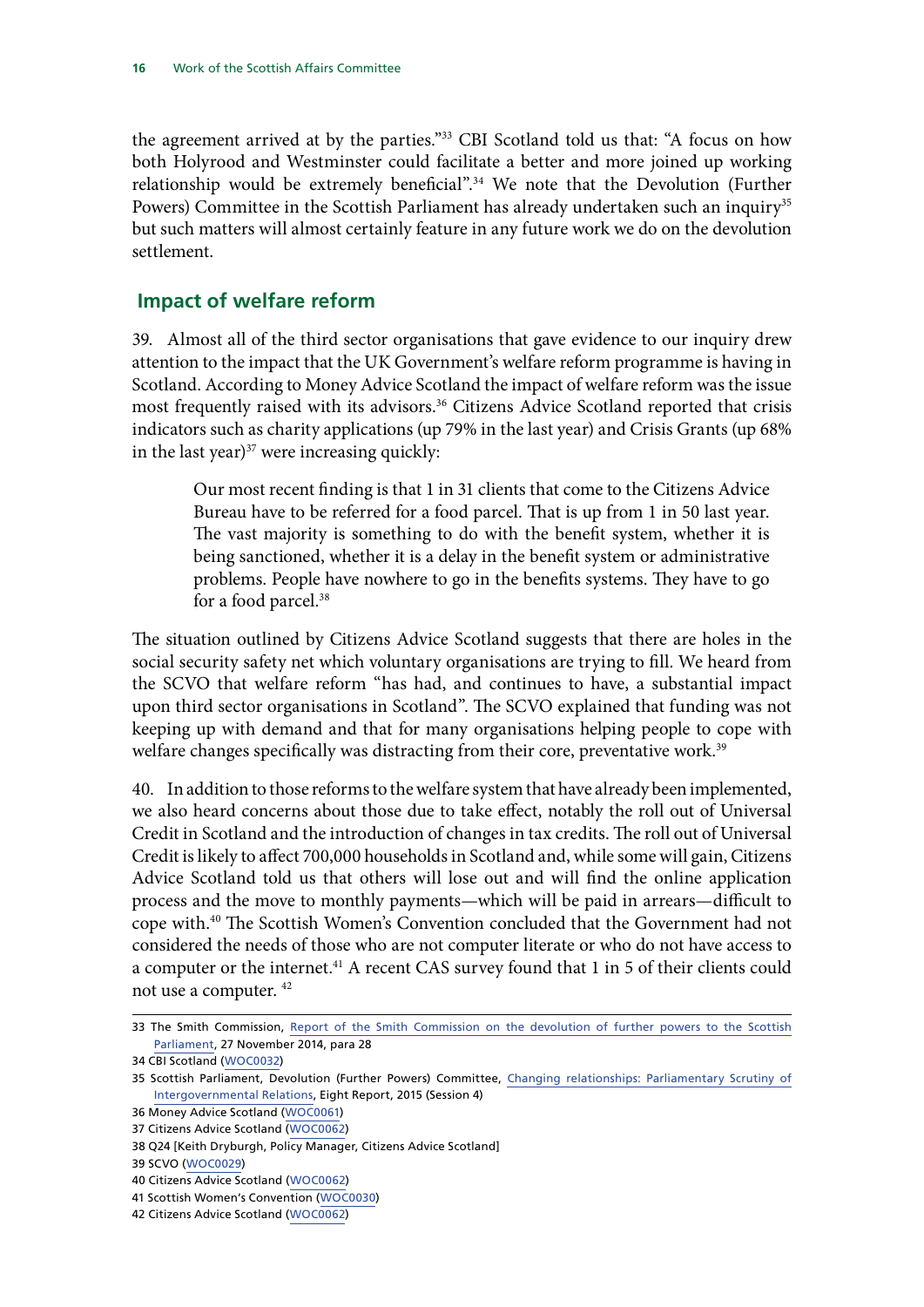the agreement arrived at by the parties."[33] CBI Scotland told us that: "A focus on how both Holyrood and Westminster could facilitate a better and more joined up working relationship would be extremely beneficial".[34] We note that the Devolution (Further Powers) Committee in the Scottish Parliament has already undertaken such an inquiry[35] but such matters will almost certainly feature in any future work we do on the devolution settlement.

## Impact of welfare reform

39. Almost all of the third sector organisations that gave evidence to our inquiry drew attention to the impact that the UK Government's welfare reform programme is having in Scotland. According to Money Advice Scotland the impact of welfare reform was the issue most frequently raised with its advisors.[36] Citizens Advice Scotland reported that crisis indicators such as charity applications (up 79% in the last year) and Crisis Grants (up 68% in the last year)[37] were increasing quickly:

> Our most recent finding is that 1 in 31 clients that come to the Citizens Advice Bureau have to be referred for a food parcel. That is up from 1 in 50 last year. The vast majority is something to do with the benefit system, whether it is being sanctioned, whether it is a delay in the benefit system or administrative problems. People have nowhere to go in the benefits systems. They have to go for a food parcel.[38]

The situation outlined by Citizens Advice Scotland suggests that there are holes in the social security safety net which voluntary organisations are trying to fill. We heard from the SCVO that welfare reform "has had, and continues to have, a substantial impact upon third sector organisations in Scotland". The SCVO explained that funding was not keeping up with demand and that for many organisations helping people to cope with welfare changes specifically was distracting from their core, preventative work.[39]

40. In addition to those reforms to the welfare system that have already been implemented, we also heard concerns about those due to take effect, notably the roll out of Universal Credit in Scotland and the introduction of changes in tax credits. The roll out of Universal Credit is likely to affect 700,000 households in Scotland and, while some will gain, Citizens Advice Scotland told us that others will lose out and will find the online application process and the move to monthly payments—which will be paid in arrears—difficult to cope with.[40] The Scottish Women's Convention concluded that the Government had not considered the needs of those who are not computer literate or who do not have access to a computer or the internet.[41] A recent CAS survey found that 1 in 5 of their clients could not use a computer.[42]

---

33 The Smith Commission, Report of the Smith Commission on the devolution of further powers to the Scottish Parliament, 27 November 2014, para 28

34 CBI Scotland (WOC0032)

35 Scottish Parliament, Devolution (Further Powers) Committee, Changing relationships: Parliamentary Scrutiny of Intergovernmental Relations, Eight Report, 2015 (Session 4)

36 Money Advice Scotland (WOC0061)

37 Citizens Advice Scotland (WOC0062)

38 Q24 [Keith Dryburgh, Policy Manager, Citizens Advice Scotland]

39 SCVO (WOC0029)

40 Citizens Advice Scotland (WOC0062)

41 Scottish Women's Convention (WOC0030)

42 Citizens Advice Scotland (WOC0062)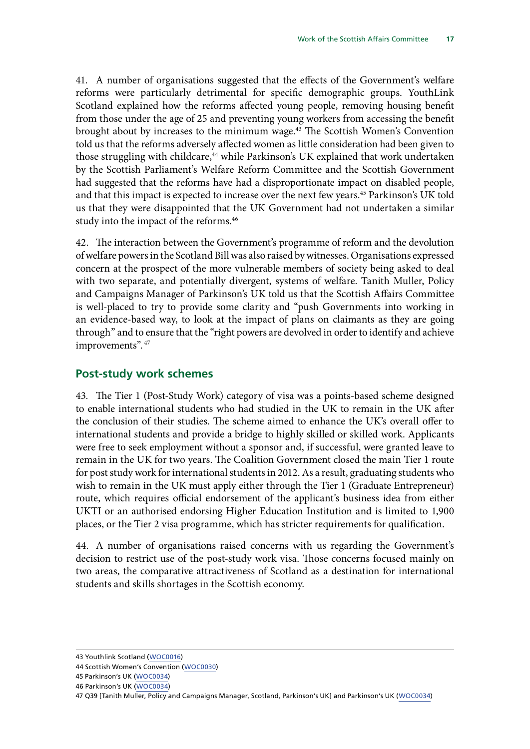41. A number of organisations suggested that the effects of the Government's welfare reforms were particularly detrimental for specific demographic groups. YouthLink Scotland explained how the reforms affected young people, removing housing benefit from those under the age of 25 and preventing young workers from accessing the benefit brought about by increases to the minimum wage.[43] The Scottish Women's Convention told us that the reforms adversely affected women as little consideration had been given to those struggling with childcare,[44] while Parkinson's UK explained that work undertaken by the Scottish Parliament's Welfare Reform Committee and the Scottish Government had suggested that the reforms have had a disproportionate impact on disabled people, and that this impact is expected to increase over the next few years.[45] Parkinson's UK told us that they were disappointed that the UK Government had not undertaken a similar study into the impact of the reforms.[46]

42. The interaction between the Government's programme of reform and the devolution of welfare powers in the Scotland Bill was also raised by witnesses. Organisations expressed concern at the prospect of the more vulnerable members of society being asked to deal with two separate, and potentially divergent, systems of welfare. Tanith Muller, Policy and Campaigns Manager of Parkinson's UK told us that the Scottish Affairs Committee is well-placed to try to provide some clarity and "push Governments into working in an evidence-based way, to look at the impact of plans on claimants as they are going through" and to ensure that the "right powers are devolved in order to identify and achieve improvements".[47]

## Post-study work schemes

43. The Tier 1 (Post-Study Work) category of visa was a points-based scheme designed to enable international students who had studied in the UK to remain in the UK after the conclusion of their studies. The scheme aimed to enhance the UK's overall offer to international students and provide a bridge to highly skilled or skilled work. Applicants were free to seek employment without a sponsor and, if successful, were granted leave to remain in the UK for two years. The Coalition Government closed the main Tier 1 route for post study work for international students in 2012. As a result, graduating students who wish to remain in the UK must apply either through the Tier 1 (Graduate Entrepreneur) route, which requires official endorsement of the applicant's business idea from either UKTI or an authorised endorsing Higher Education Institution and is limited to 1,900 places, or the Tier 2 visa programme, which has stricter requirements for qualification.

44. A number of organisations raised concerns with us regarding the Government's decision to restrict use of the post-study work visa. Those concerns focused mainly on two areas, the comparative attractiveness of Scotland as a destination for international students and skills shortages in the Scottish economy.

---

43 Youthlink Scotland (WOC0016)

44 Scottish Women's Convention (WOC0030)

45 Parkinson's UK (WOC0034)

46 Parkinson's UK (WOC0034)

47 Q39 [Tanith Muller, Policy and Campaigns Manager, Scotland, Parkinson's UK] and Parkinson's UK (WOC0034)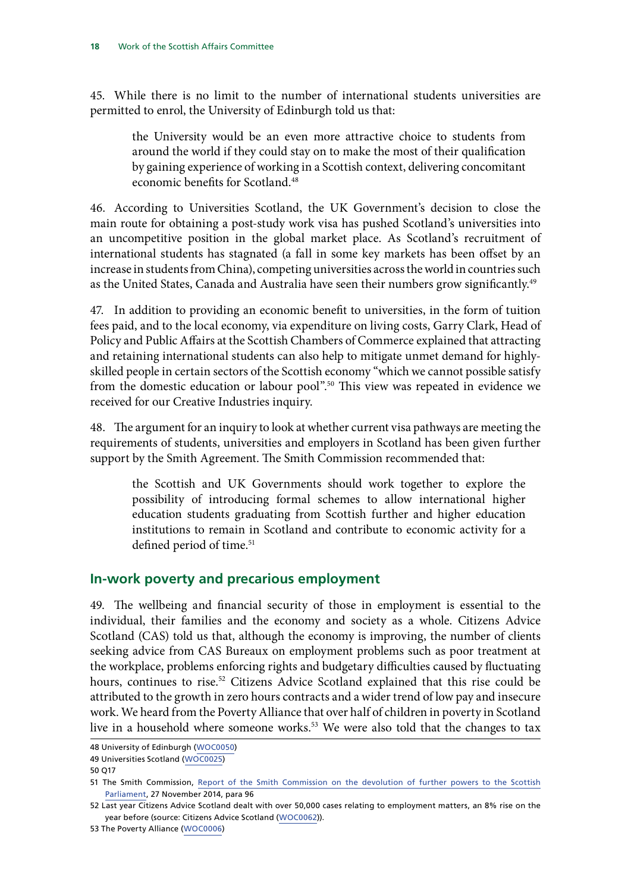45. While there is no limit to the number of international students universities are permitted to enrol, the University of Edinburgh told us that:

> the University would be an even more attractive choice to students from around the world if they could stay on to make the most of their qualification by gaining experience of working in a Scottish context, delivering concomitant economic benefits for Scotland.[48]

46. According to Universities Scotland, the UK Government's decision to close the main route for obtaining a post-study work visa has pushed Scotland's universities into an uncompetitive position in the global market place. As Scotland's recruitment of international students has stagnated (a fall in some key markets has been offset by an increase in students from China), competing universities across the world in countries such as the United States, Canada and Australia have seen their numbers grow significantly.[49]

47. In addition to providing an economic benefit to universities, in the form of tuition fees paid, and to the local economy, via expenditure on living costs, Garry Clark, Head of Policy and Public Affairs at the Scottish Chambers of Commerce explained that attracting and retaining international students can also help to mitigate unmet demand for highly-skilled people in certain sectors of the Scottish economy "which we cannot possible satisfy from the domestic education or labour pool".[50] This view was repeated in evidence we received for our Creative Industries inquiry.

48. The argument for an inquiry to look at whether current visa pathways are meeting the requirements of students, universities and employers in Scotland has been given further support by the Smith Agreement. The Smith Commission recommended that:

> the Scottish and UK Governments should work together to explore the possibility of introducing formal schemes to allow international higher education students graduating from Scottish further and higher education institutions to remain in Scotland and contribute to economic activity for a defined period of time.[51]

## In-work poverty and precarious employment

49. The wellbeing and financial security of those in employment is essential to the individual, their families and the economy and society as a whole. Citizens Advice Scotland (CAS) told us that, although the economy is improving, the number of clients seeking advice from CAS Bureaux on employment problems such as poor treatment at the workplace, problems enforcing rights and budgetary difficulties caused by fluctuating hours, continues to rise.[52] Citizens Advice Scotland explained that this rise could be attributed to the growth in zero hours contracts and a wider trend of low pay and insecure work. We heard from the Poverty Alliance that over half of children in poverty in Scotland live in a household where someone works.[53] We were also told that the changes to tax

---

48 University of Edinburgh (WOC0050)

49 Universities Scotland (WOC0025)

50 Q17

51 The Smith Commission, Report of the Smith Commission on the devolution of further powers to the Scottish Parliament, 27 November 2014, para 96

52 Last year Citizens Advice Scotland dealt with over 50,000 cases relating to employment matters, an 8% rise on the year before (source: Citizens Advice Scotland (WOC0062)).

53 The Poverty Alliance (WOC0006)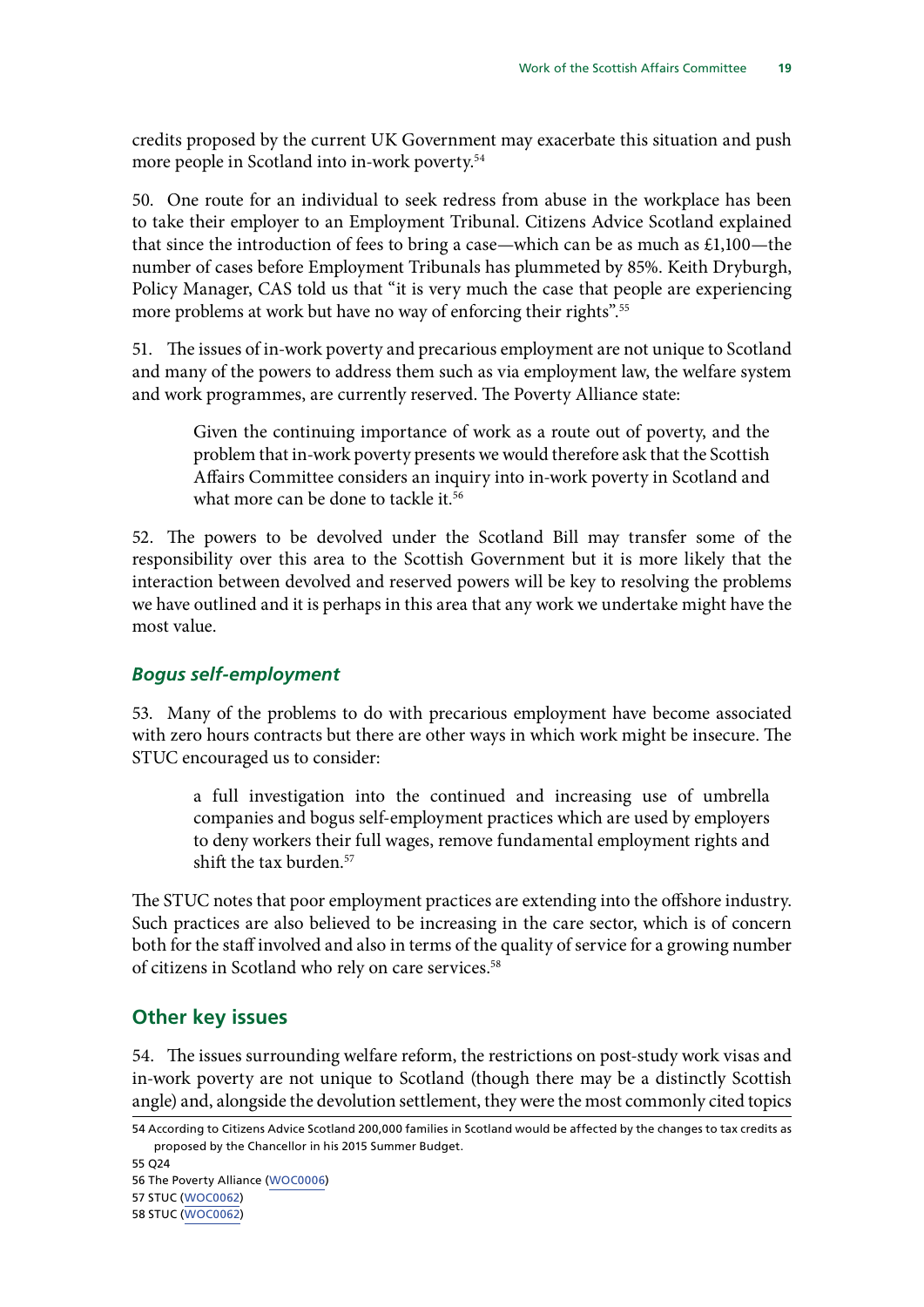credits proposed by the current UK Government may exacerbate this situation and push more people in Scotland into in-work poverty.[54]

50. One route for an individual to seek redress from abuse in the workplace has been to take their employer to an Employment Tribunal. Citizens Advice Scotland explained that since the introduction of fees to bring a case—which can be as much as £1,100—the number of cases before Employment Tribunals has plummeted by 85%. Keith Dryburgh, Policy Manager, CAS told us that "it is very much the case that people are experiencing more problems at work but have no way of enforcing their rights".[55]

51. The issues of in-work poverty and precarious employment are not unique to Scotland and many of the powers to address them such as via employment law, the welfare system and work programmes, are currently reserved. The Poverty Alliance state:

> Given the continuing importance of work as a route out of poverty, and the problem that in-work poverty presents we would therefore ask that the Scottish Affairs Committee considers an inquiry into in-work poverty in Scotland and what more can be done to tackle it.[56]

52. The powers to be devolved under the Scotland Bill may transfer some of the responsibility over this area to the Scottish Government but it is more likely that the interaction between devolved and reserved powers will be key to resolving the problems we have outlined and it is perhaps in this area that any work we undertake might have the most value.

### *Bogus self-employment*

53. Many of the problems to do with precarious employment have become associated with zero hours contracts but there are other ways in which work might be insecure. The STUC encouraged us to consider:

> a full investigation into the continued and increasing use of umbrella companies and bogus self-employment practices which are used by employers to deny workers their full wages, remove fundamental employment rights and shift the tax burden.[57]

The STUC notes that poor employment practices are extending into the offshore industry. Such practices are also believed to be increasing in the care sector, which is of concern both for the staff involved and also in terms of the quality of service for a growing number of citizens in Scotland who rely on care services.[58]

## Other key issues

54. The issues surrounding welfare reform, the restrictions on post-study work visas and in-work poverty are not unique to Scotland (though there may be a distinctly Scottish angle) and, alongside the devolution settlement, they were the most commonly cited topics

---

54 According to Citizens Advice Scotland 200,000 families in Scotland would be affected by the changes to tax credits as proposed by the Chancellor in his 2015 Summer Budget.

55 Q24

56 The Poverty Alliance (WOC0006)

57 STUC (WOC0062)

58 STUC (WOC0062)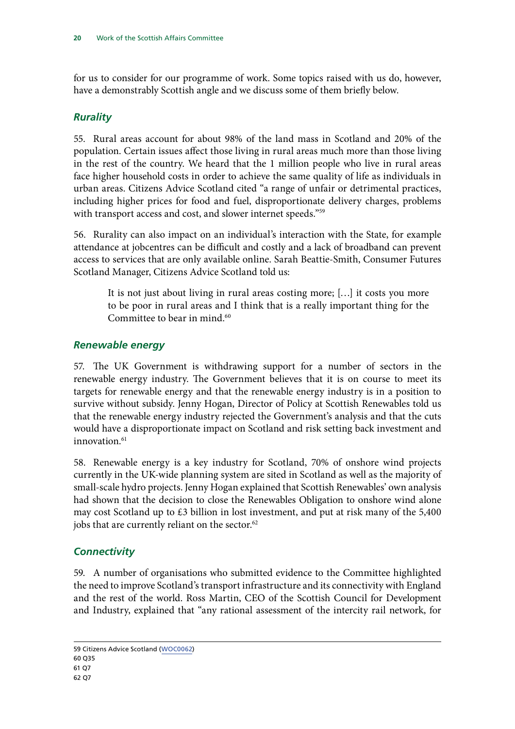for us to consider for our programme of work. Some topics raised with us do, however, have a demonstrably Scottish angle and we discuss some of them briefly below.

### *Rurality*

55. Rural areas account for about 98% of the land mass in Scotland and 20% of the population. Certain issues affect those living in rural areas much more than those living in the rest of the country. We heard that the 1 million people who live in rural areas face higher household costs in order to achieve the same quality of life as individuals in urban areas. Citizens Advice Scotland cited "a range of unfair or detrimental practices, including higher prices for food and fuel, disproportionate delivery charges, problems with transport access and cost, and slower internet speeds."[59]

56. Rurality can also impact on an individual's interaction with the State, for example attendance at jobcentres can be difficult and costly and a lack of broadband can prevent access to services that are only available online. Sarah Beattie-Smith, Consumer Futures Scotland Manager, Citizens Advice Scotland told us:

> It is not just about living in rural areas costing more; […] it costs you more to be poor in rural areas and I think that is a really important thing for the Committee to bear in mind.[60]

### *Renewable energy*

57. The UK Government is withdrawing support for a number of sectors in the renewable energy industry. The Government believes that it is on course to meet its targets for renewable energy and that the renewable energy industry is in a position to survive without subsidy. Jenny Hogan, Director of Policy at Scottish Renewables told us that the renewable energy industry rejected the Government's analysis and that the cuts would have a disproportionate impact on Scotland and risk setting back investment and innovation.[61]

58. Renewable energy is a key industry for Scotland, 70% of onshore wind projects currently in the UK-wide planning system are sited in Scotland as well as the majority of small-scale hydro projects. Jenny Hogan explained that Scottish Renewables' own analysis had shown that the decision to close the Renewables Obligation to onshore wind alone may cost Scotland up to £3 billion in lost investment, and put at risk many of the 5,400 jobs that are currently reliant on the sector.[62]

### *Connectivity*

59. A number of organisations who submitted evidence to the Committee highlighted the need to improve Scotland's transport infrastructure and its connectivity with England and the rest of the world. Ross Martin, CEO of the Scottish Council for Development and Industry, explained that "any rational assessment of the intercity rail network, for

---

59 Citizens Advice Scotland (WOC0062)
60 Q35
61 Q7
62 Q7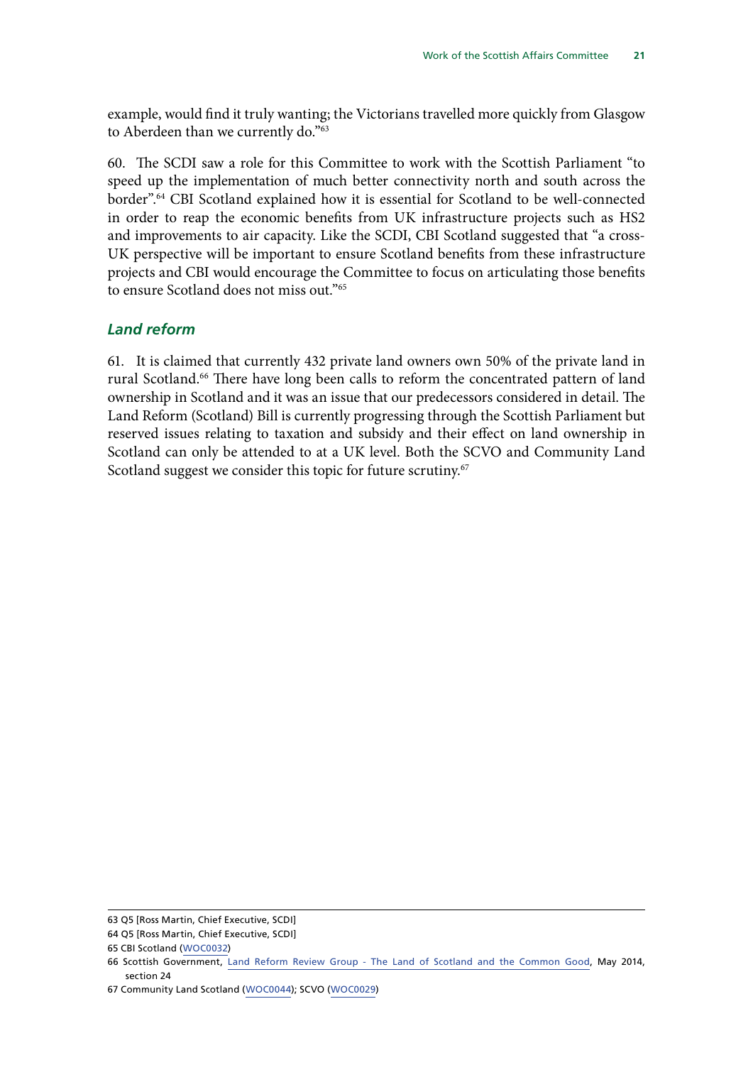example, would find it truly wanting; the Victorians travelled more quickly from Glasgow to Aberdeen than we currently do."[63]

60. The SCDI saw a role for this Committee to work with the Scottish Parliament "to speed up the implementation of much better connectivity north and south across the border".[64] CBI Scotland explained how it is essential for Scotland to be well-connected in order to reap the economic benefits from UK infrastructure projects such as HS2 and improvements to air capacity. Like the SCDI, CBI Scotland suggested that "a cross-UK perspective will be important to ensure Scotland benefits from these infrastructure projects and CBI would encourage the Committee to focus on articulating those benefits to ensure Scotland does not miss out."[65]

### *Land reform*

61. It is claimed that currently 432 private land owners own 50% of the private land in rural Scotland.[66] There have long been calls to reform the concentrated pattern of land ownership in Scotland and it was an issue that our predecessors considered in detail. The Land Reform (Scotland) Bill is currently progressing through the Scottish Parliament but reserved issues relating to taxation and subsidy and their effect on land ownership in Scotland can only be attended to at a UK level. Both the SCVO and Community Land Scotland suggest we consider this topic for future scrutiny.[67]

---

63 Q5 [Ross Martin, Chief Executive, SCDI]

64 Q5 [Ross Martin, Chief Executive, SCDI]

65 CBI Scotland (WOC0032)

66 Scottish Government, Land Reform Review Group - The Land of Scotland and the Common Good, May 2014, section 24

67 Community Land Scotland (WOC0044); SCVO (WOC0029)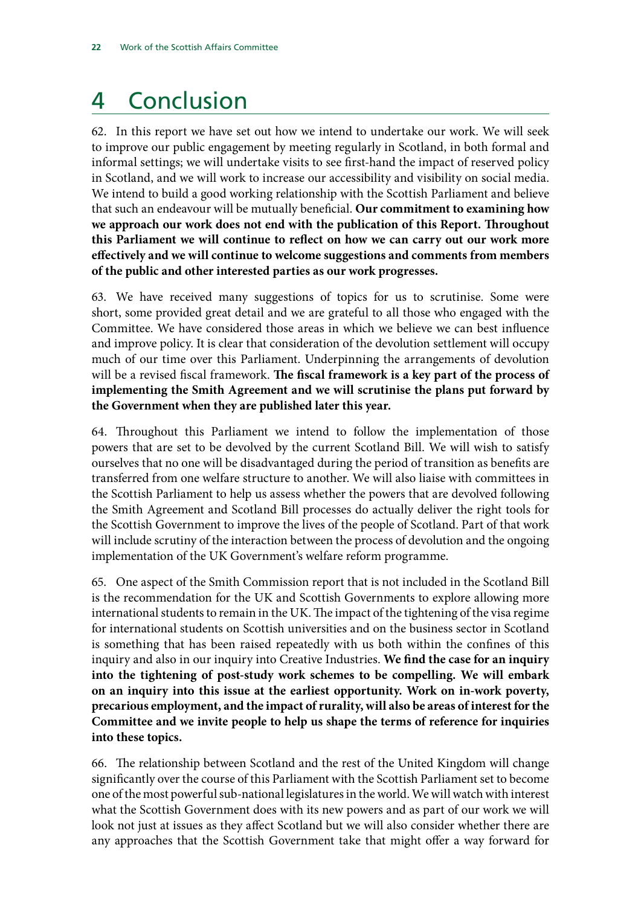# 4 Conclusion

62. In this report we have set out how we intend to undertake our work. We will seek to improve our public engagement by meeting regularly in Scotland, in both formal and informal settings; we will undertake visits to see first-hand the impact of reserved policy in Scotland, and we will work to increase our accessibility and visibility on social media. We intend to build a good working relationship with the Scottish Parliament and believe that such an endeavour will be mutually beneficial. **Our commitment to examining how we approach our work does not end with the publication of this Report. Throughout this Parliament we will continue to reflect on how we can carry out our work more effectively and we will continue to welcome suggestions and comments from members of the public and other interested parties as our work progresses.**

63. We have received many suggestions of topics for us to scrutinise. Some were short, some provided great detail and we are grateful to all those who engaged with the Committee. We have considered those areas in which we believe we can best influence and improve policy. It is clear that consideration of the devolution settlement will occupy much of our time over this Parliament. Underpinning the arrangements of devolution will be a revised fiscal framework. **The fiscal framework is a key part of the process of implementing the Smith Agreement and we will scrutinise the plans put forward by the Government when they are published later this year.**

64. Throughout this Parliament we intend to follow the implementation of those powers that are set to be devolved by the current Scotland Bill. We will wish to satisfy ourselves that no one will be disadvantaged during the period of transition as benefits are transferred from one welfare structure to another. We will also liaise with committees in the Scottish Parliament to help us assess whether the powers that are devolved following the Smith Agreement and Scotland Bill processes do actually deliver the right tools for the Scottish Government to improve the lives of the people of Scotland. Part of that work will include scrutiny of the interaction between the process of devolution and the ongoing implementation of the UK Government's welfare reform programme.

65. One aspect of the Smith Commission report that is not included in the Scotland Bill is the recommendation for the UK and Scottish Governments to explore allowing more international students to remain in the UK. The impact of the tightening of the visa regime for international students on Scottish universities and on the business sector in Scotland is something that has been raised repeatedly with us both within the confines of this inquiry and also in our inquiry into Creative Industries. **We find the case for an inquiry into the tightening of post-study work schemes to be compelling. We will embark on an inquiry into this issue at the earliest opportunity. Work on in-work poverty, precarious employment, and the impact of rurality, will also be areas of interest for the Committee and we invite people to help us shape the terms of reference for inquiries into these topics.**

66. The relationship between Scotland and the rest of the United Kingdom will change significantly over the course of this Parliament with the Scottish Parliament set to become one of the most powerful sub-national legislatures in the world. We will watch with interest what the Scottish Government does with its new powers and as part of our work we will look not just at issues as they affect Scotland but we will also consider whether there are any approaches that the Scottish Government take that might offer a way forward for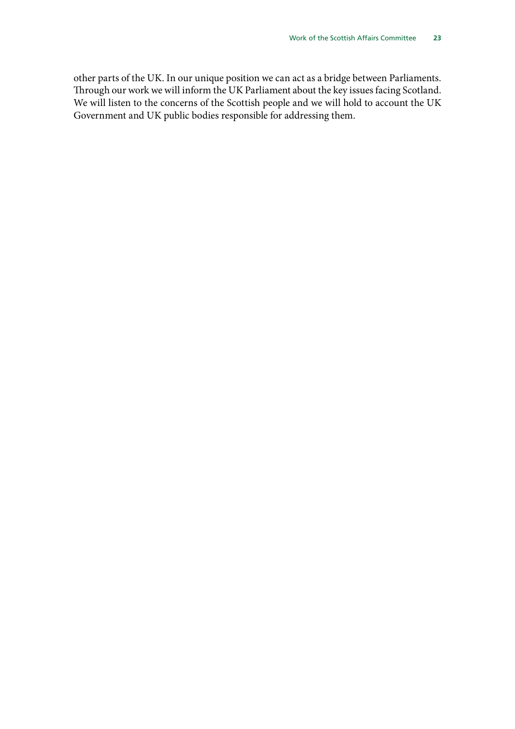other parts of the UK. In our unique position we can act as a bridge between Parliaments. Through our work we will inform the UK Parliament about the key issues facing Scotland. We will listen to the concerns of the Scottish people and we will hold to account the UK Government and UK public bodies responsible for addressing them.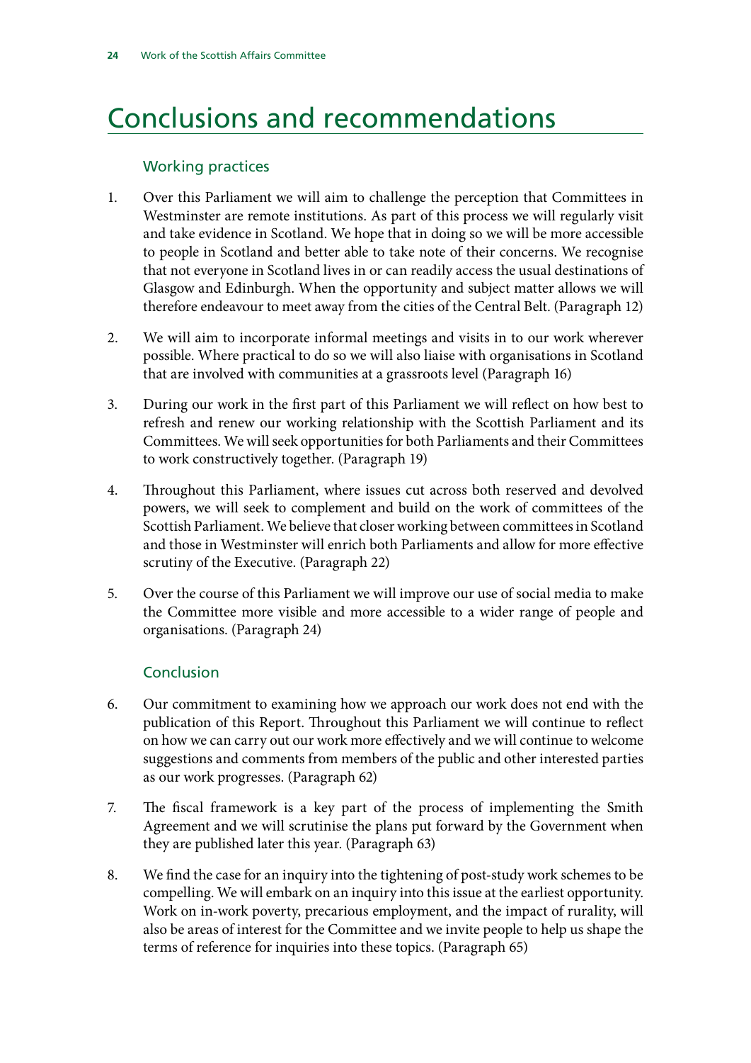# Conclusions and recommendations

## Working practices

1. Over this Parliament we will aim to challenge the perception that Committees in Westminster are remote institutions. As part of this process we will regularly visit and take evidence in Scotland. We hope that in doing so we will be more accessible to people in Scotland and better able to take note of their concerns. We recognise that not everyone in Scotland lives in or can readily access the usual destinations of Glasgow and Edinburgh. When the opportunity and subject matter allows we will therefore endeavour to meet away from the cities of the Central Belt. (Paragraph 12)

2. We will aim to incorporate informal meetings and visits in to our work wherever possible. Where practical to do so we will also liaise with organisations in Scotland that are involved with communities at a grassroots level (Paragraph 16)

3. During our work in the first part of this Parliament we will reflect on how best to refresh and renew our working relationship with the Scottish Parliament and its Committees. We will seek opportunities for both Parliaments and their Committees to work constructively together. (Paragraph 19)

4. Throughout this Parliament, where issues cut across both reserved and devolved powers, we will seek to complement and build on the work of committees of the Scottish Parliament. We believe that closer working between committees in Scotland and those in Westminster will enrich both Parliaments and allow for more effective scrutiny of the Executive. (Paragraph 22)

5. Over the course of this Parliament we will improve our use of social media to make the Committee more visible and more accessible to a wider range of people and organisations. (Paragraph 24)

## Conclusion

6. Our commitment to examining how we approach our work does not end with the publication of this Report. Throughout this Parliament we will continue to reflect on how we can carry out our work more effectively and we will continue to welcome suggestions and comments from members of the public and other interested parties as our work progresses. (Paragraph 62)

7. The fiscal framework is a key part of the process of implementing the Smith Agreement and we will scrutinise the plans put forward by the Government when they are published later this year. (Paragraph 63)

8. We find the case for an inquiry into the tightening of post-study work schemes to be compelling. We will embark on an inquiry into this issue at the earliest opportunity. Work on in-work poverty, precarious employment, and the impact of rurality, will also be areas of interest for the Committee and we invite people to help us shape the terms of reference for inquiries into these topics. (Paragraph 65)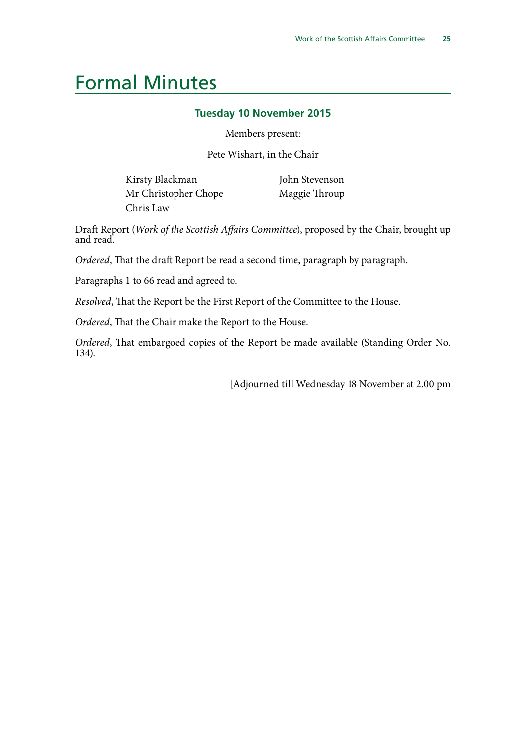# Formal Minutes

### Tuesday 10 November 2015

Members present:

Pete Wishart, in the Chair

Kirsty Blackman
Mr Christopher Chope
Chris Law
John Stevenson
Maggie Throup

Draft Report (*Work of the Scottish Affairs Committee*), proposed by the Chair, brought up and read.

*Ordered*, That the draft Report be read a second time, paragraph by paragraph.

Paragraphs 1 to 66 read and agreed to.

*Resolved*, That the Report be the First Report of the Committee to the House.

*Ordered*, That the Chair make the Report to the House.

*Ordered*, That embargoed copies of the Report be made available (Standing Order No. 134).

[Adjourned till Wednesday 18 November at 2.00 pm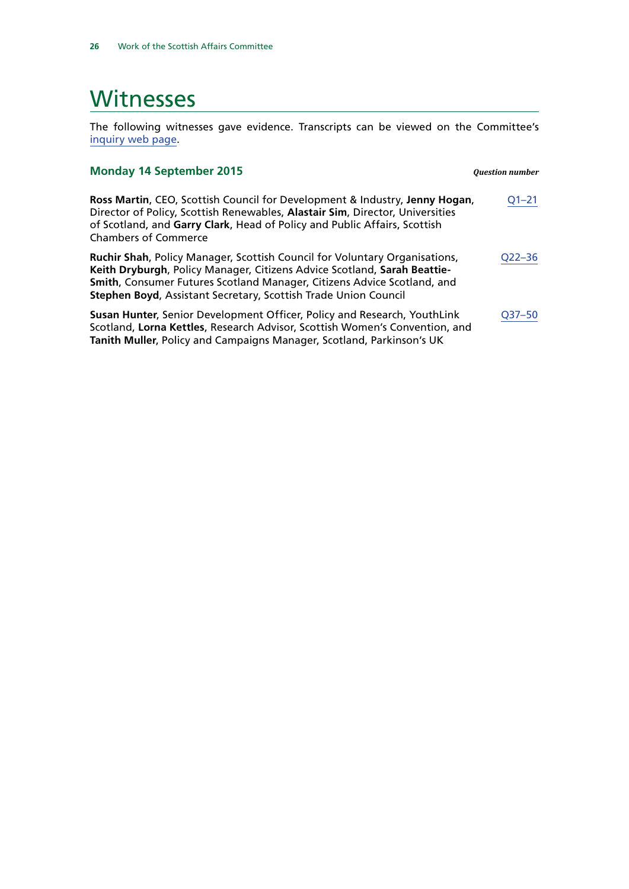# Witnesses

The following witnesses gave evidence. Transcripts can be viewed on the Committee's inquiry web page.

## Monday 14 September 2015

| | *Question number* |
|---|---|
| **Ross Martin**, CEO, Scottish Council for Development & Industry, **Jenny Hogan**, Director of Policy, Scottish Renewables, **Alastair Sim**, Director, Universities of Scotland, and **Garry Clark**, Head of Policy and Public Affairs, Scottish Chambers of Commerce | Q1–21 |
| **Ruchir Shah**, Policy Manager, Scottish Council for Voluntary Organisations, **Keith Dryburgh**, Policy Manager, Citizens Advice Scotland, **Sarah Beattie-Smith**, Consumer Futures Scotland Manager, Citizens Advice Scotland, and **Stephen Boyd**, Assistant Secretary, Scottish Trade Union Council | Q22–36 |
| **Susan Hunter**, Senior Development Officer, Policy and Research, YouthLink Scotland, **Lorna Kettles**, Research Advisor, Scottish Women's Convention, and **Tanith Muller**, Policy and Campaigns Manager, Scotland, Parkinson's UK | Q37–50 |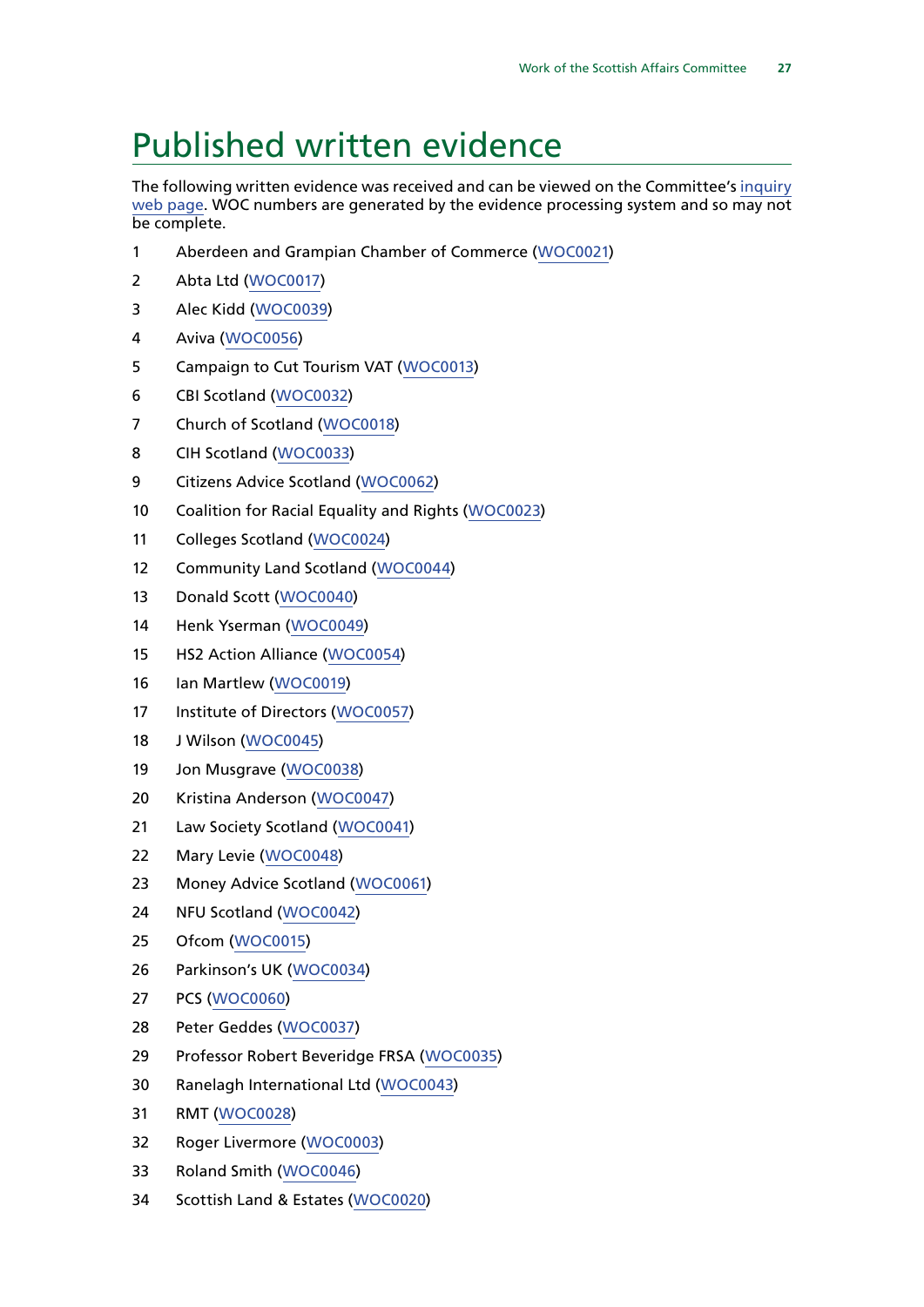# Published written evidence

The following written evidence was received and can be viewed on the Committee's inquiry web page. WOC numbers are generated by the evidence processing system and so may not be complete.

1. Aberdeen and Grampian Chamber of Commerce (WOC0021)
2. Abta Ltd (WOC0017)
3. Alec Kidd (WOC0039)
4. Aviva (WOC0056)
5. Campaign to Cut Tourism VAT (WOC0013)
6. CBI Scotland (WOC0032)
7. Church of Scotland (WOC0018)
8. CIH Scotland (WOC0033)
9. Citizens Advice Scotland (WOC0062)
10. Coalition for Racial Equality and Rights (WOC0023)
11. Colleges Scotland (WOC0024)
12. Community Land Scotland (WOC0044)
13. Donald Scott (WOC0040)
14. Henk Yserman (WOC0049)
15. HS2 Action Alliance (WOC0054)
16. Ian Martlew (WOC0019)
17. Institute of Directors (WOC0057)
18. J Wilson (WOC0045)
19. Jon Musgrave (WOC0038)
20. Kristina Anderson (WOC0047)
21. Law Society Scotland (WOC0041)
22. Mary Levie (WOC0048)
23. Money Advice Scotland (WOC0061)
24. NFU Scotland (WOC0042)
25. Ofcom (WOC0015)
26. Parkinson's UK (WOC0034)
27. PCS (WOC0060)
28. Peter Geddes (WOC0037)
29. Professor Robert Beveridge FRSA (WOC0035)
30. Ranelagh International Ltd (WOC0043)
31. RMT (WOC0028)
32. Roger Livermore (WOC0003)
33. Roland Smith (WOC0046)
34. Scottish Land & Estates (WOC0020)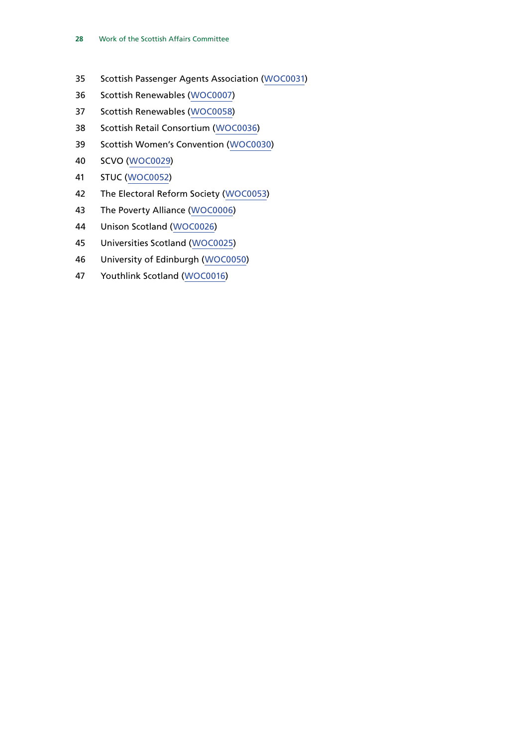35 Scottish Passenger Agents Association (WOC0031)
36 Scottish Renewables (WOC0007)
37 Scottish Renewables (WOC0058)
38 Scottish Retail Consortium (WOC0036)
39 Scottish Women's Convention (WOC0030)
40 SCVO (WOC0029)
41 STUC (WOC0052)
42 The Electoral Reform Society (WOC0053)
43 The Poverty Alliance (WOC0006)
44 Unison Scotland (WOC0026)
45 Universities Scotland (WOC0025)
46 University of Edinburgh (WOC0050)
47 Youthlink Scotland (WOC0016)